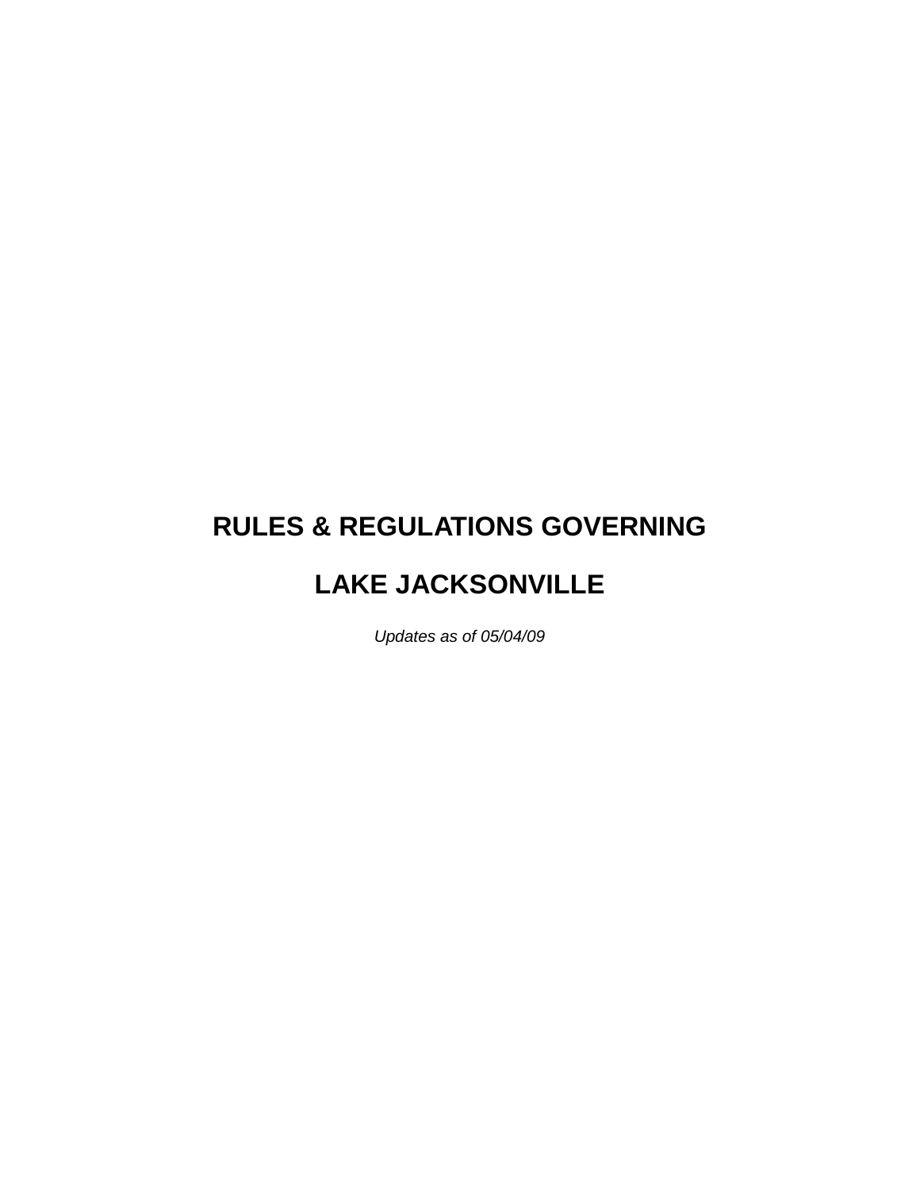# RULES & REGULATIONS GOVERNING

# LAKE JACKSONVILLE

*Updates as of 05/04/09*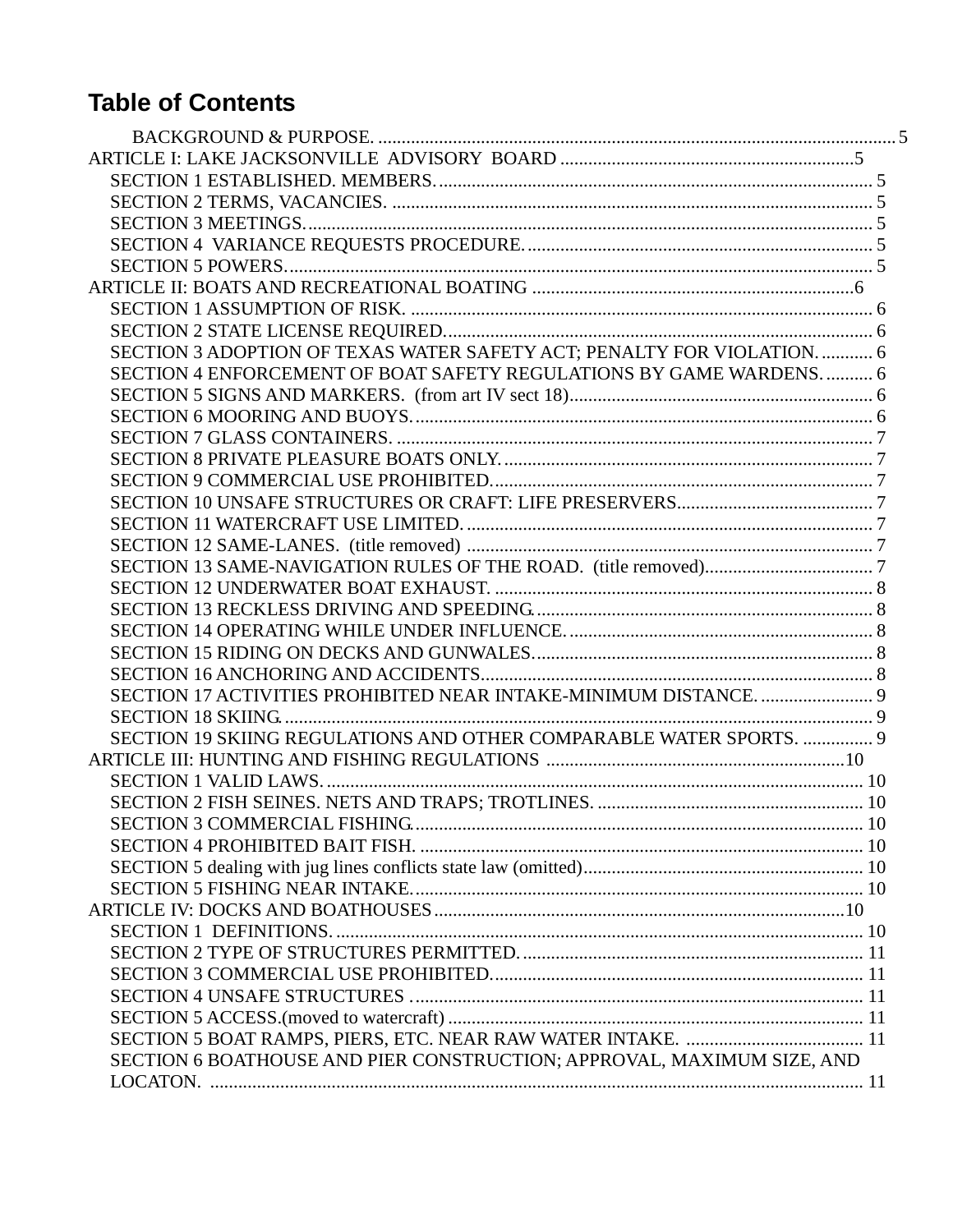## Table of Contents

BACKGROUND & PURPOSE. ..... 5

ARTICLE I: LAKE JACKSONVILLE ADVISORY BOARD ..... 5

- SECTION 1 ESTABLISHED. MEMBERS. ..... 5
- SECTION 2 TERMS, VACANCIES. ..... 5
- SECTION 3 MEETINGS. ..... 5
- SECTION 4 VARIANCE REQUESTS PROCEDURE. ..... 5
- SECTION 5 POWERS. ..... 5

ARTICLE II: BOATS AND RECREATIONAL BOATING ..... 6

- SECTION 1 ASSUMPTION OF RISK. ..... 6
- SECTION 2 STATE LICENSE REQUIRED. ..... 6
- SECTION 3 ADOPTION OF TEXAS WATER SAFETY ACT; PENALTY FOR VIOLATION. ..... 6
- SECTION 4 ENFORCEMENT OF BOAT SAFETY REGULATIONS BY GAME WARDENS. ..... 6
- SECTION 5 SIGNS AND MARKERS. (from art IV sect 18) ..... 6
- SECTION 6 MOORING AND BUOYS. ..... 6
- SECTION 7 GLASS CONTAINERS. ..... 7
- SECTION 8 PRIVATE PLEASURE BOATS ONLY. ..... 7
- SECTION 9 COMMERCIAL USE PROHIBITED. ..... 7
- SECTION 10 UNSAFE STRUCTURES OR CRAFT: LIFE PRESERVERS ..... 7
- SECTION 11 WATERCRAFT USE LIMITED. ..... 7
- SECTION 12 SAME-LANES. (title removed) ..... 7
- SECTION 13 SAME-NAVIGATION RULES OF THE ROAD. (title removed) ..... 7
- SECTION 12 UNDERWATER BOAT EXHAUST. ..... 8
- SECTION 13 RECKLESS DRIVING AND SPEEDING. ..... 8
- SECTION 14 OPERATING WHILE UNDER INFLUENCE. ..... 8
- SECTION 15 RIDING ON DECKS AND GUNWALES. ..... 8
- SECTION 16 ANCHORING AND ACCIDENTS. ..... 8
- SECTION 17 ACTIVITIES PROHIBITED NEAR INTAKE-MINIMUM DISTANCE. ..... 9
- SECTION 18 SKIING. ..... 9
- SECTION 19 SKIING REGULATIONS AND OTHER COMPARABLE WATER SPORTS. ..... 9

ARTICLE III: HUNTING AND FISHING REGULATIONS ..... 10

- SECTION 1 VALID LAWS. ..... 10
- SECTION 2 FISH SEINES. NETS AND TRAPS; TROTLINES. ..... 10
- SECTION 3 COMMERCIAL FISHING. ..... 10
- SECTION 4 PROHIBITED BAIT FISH. ..... 10
- SECTION 5 dealing with jug lines conflicts state law (omitted) ..... 10
- SECTION 5 FISHING NEAR INTAKE. ..... 10

ARTICLE IV: DOCKS AND BOATHOUSES ..... 10

- SECTION 1 DEFINITIONS. ..... 10
- SECTION 2 TYPE OF STRUCTURES PERMITTED. ..... 11
- SECTION 3 COMMERCIAL USE PROHIBITED. ..... 11
- SECTION 4 UNSAFE STRUCTURES ..... 11
- SECTION 5 ACCESS.(moved to watercraft) ..... 11
- SECTION 5 BOAT RAMPS, PIERS, ETC. NEAR RAW WATER INTAKE. ..... 11
- SECTION 6 BOATHOUSE AND PIER CONSTRUCTION; APPROVAL, MAXIMUM SIZE, AND LOCATON. ..... 11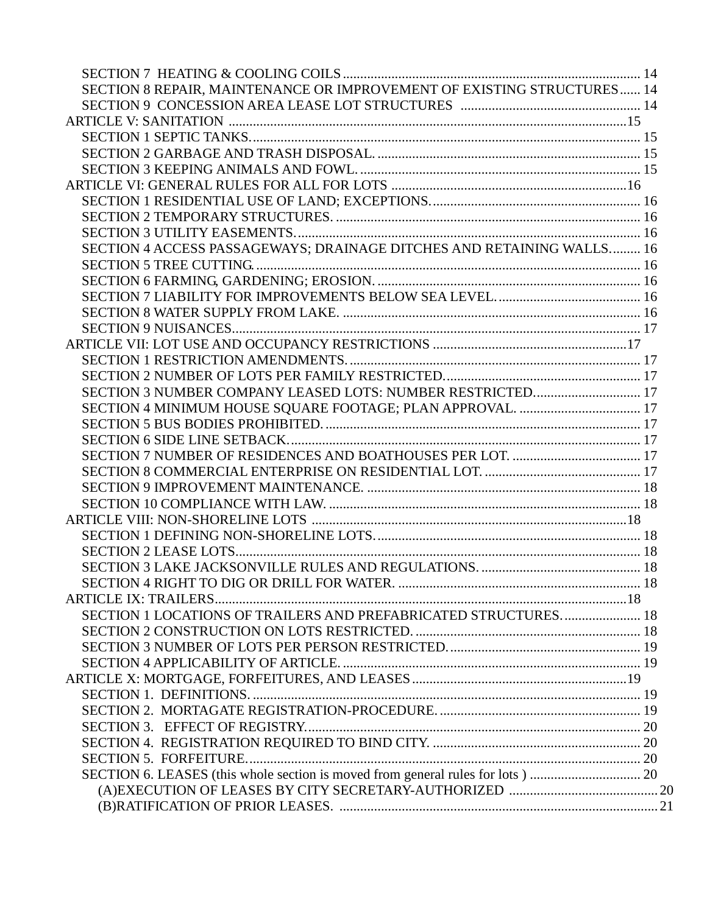SECTION 7 HEATING & COOLING COILS ........................................................................................ 14
SECTION 8 REPAIR, MAINTENANCE OR IMPROVEMENT OF EXISTING STRUCTURES...... 14
SECTION 9 CONCESSION AREA LEASE LOT STRUCTURES ................................................... 14

ARTICLE V: SANITATION .......................................................................................................15
SECTION 1 SEPTIC TANKS.............................................................................................................. 15
SECTION 2 GARBAGE AND TRASH DISPOSAL. .......................................................................... 15
SECTION 3 KEEPING ANIMALS AND FOWL. ............................................................................... 15

ARTICLE VI: GENERAL RULES FOR ALL FOR LOTS ...........................................................16
SECTION 1 RESIDENTIAL USE OF LAND; EXCEPTIONS. ........................................................... 16
SECTION 2 TEMPORARY STRUCTURES. ....................................................................................... 16
SECTION 3 UTILITY EASEMENTS. .................................................................................................. 16
SECTION 4 ACCESS PASSAGEWAYS; DRAINAGE DITCHES AND RETAINING WALLS......... 16
SECTION 5 TREE CUTTING. ............................................................................................................. 16
SECTION 6 FARMING, GARDENING; EROSION. .......................................................................... 16
SECTION 7 LIABILITY FOR IMPROVEMENTS BELOW SEA LEVEL. ......................................... 16
SECTION 8 WATER SUPPLY FROM LAKE. ..................................................................................... 16
SECTION 9 NUISANCES. .................................................................................................................... 17

ARTICLE VII: LOT USE AND OCCUPANCY RESTRICTIONS ...............................................17
SECTION 1 RESTRICTION AMENDMENTS. .................................................................................... 17
SECTION 2 NUMBER OF LOTS PER FAMILY RESTRICTED. ........................................................ 17
SECTION 3 NUMBER COMPANY LEASED LOTS: NUMBER RESTRICTED. .............................. 17
SECTION 4 MINIMUM HOUSE SQUARE FOOTAGE; PLAN APPROVAL. ................................... 17
SECTION 5 BUS BODIES PROHIBITED. ........................................................................................... 17
SECTION 6 SIDE LINE SETBACK. ..................................................................................................... 17
SECTION 7 NUMBER OF RESIDENCES AND BOATHOUSES PER LOT. ..................................... 17
SECTION 8 COMMERCIAL ENTERPRISE ON RESIDENTIAL LOT. ............................................. 17
SECTION 9 IMPROVEMENT MAINTENANCE. ............................................................................... 18
SECTION 10 COMPLIANCE WITH LAW. .......................................................................................... 18

ARTICLE VIII: NON-SHORELINE LOTS ..................................................................................18
SECTION 1 DEFINING NON-SHORELINE LOTS. ............................................................................ 18
SECTION 2 LEASE LOTS. .................................................................................................................... 18
SECTION 3 LAKE JACKSONVILLE RULES AND REGULATIONS. ............................................... 18
SECTION 4 RIGHT TO DIG OR DRILL FOR WATER. ....................................................................... 18

ARTICLE IX: TRAILERS.............................................................................................................18
SECTION 1 LOCATIONS OF TRAILERS AND PREFABRICATED STRUCTURES. ...................... 18
SECTION 2 CONSTRUCTION ON LOTS RESTRICTED. ................................................................. 18
SECTION 3 NUMBER OF LOTS PER PERSON RESTRICTED. ....................................................... 19
SECTION 4 APPLICABILITY OF ARTICLE. ...................................................................................... 19

ARTICLE X: MORTGAGE, FORFEITURES, AND LEASES ......................................................19
SECTION 1. DEFINITIONS. ................................................................................................................ 19
SECTION 2. MORTAGATE REGISTRATION-PROCEDURE. ........................................................... 19
SECTION 3. EFFECT OF REGISTRY. ................................................................................................ 20
SECTION 4. REGISTRATION REQUIRED TO BIND CITY. ............................................................ 20
SECTION 5. FORFEITURE. ................................................................................................................. 20
SECTION 6. LEASES (this whole section is moved from general rules for lots ) ................................ 20
(A)EXECUTION OF LEASES BY CITY SECRETARY-AUTHORIZED ........................................... 20
(B)RATIFICATION OF PRIOR LEASES. ........................................................................................... 21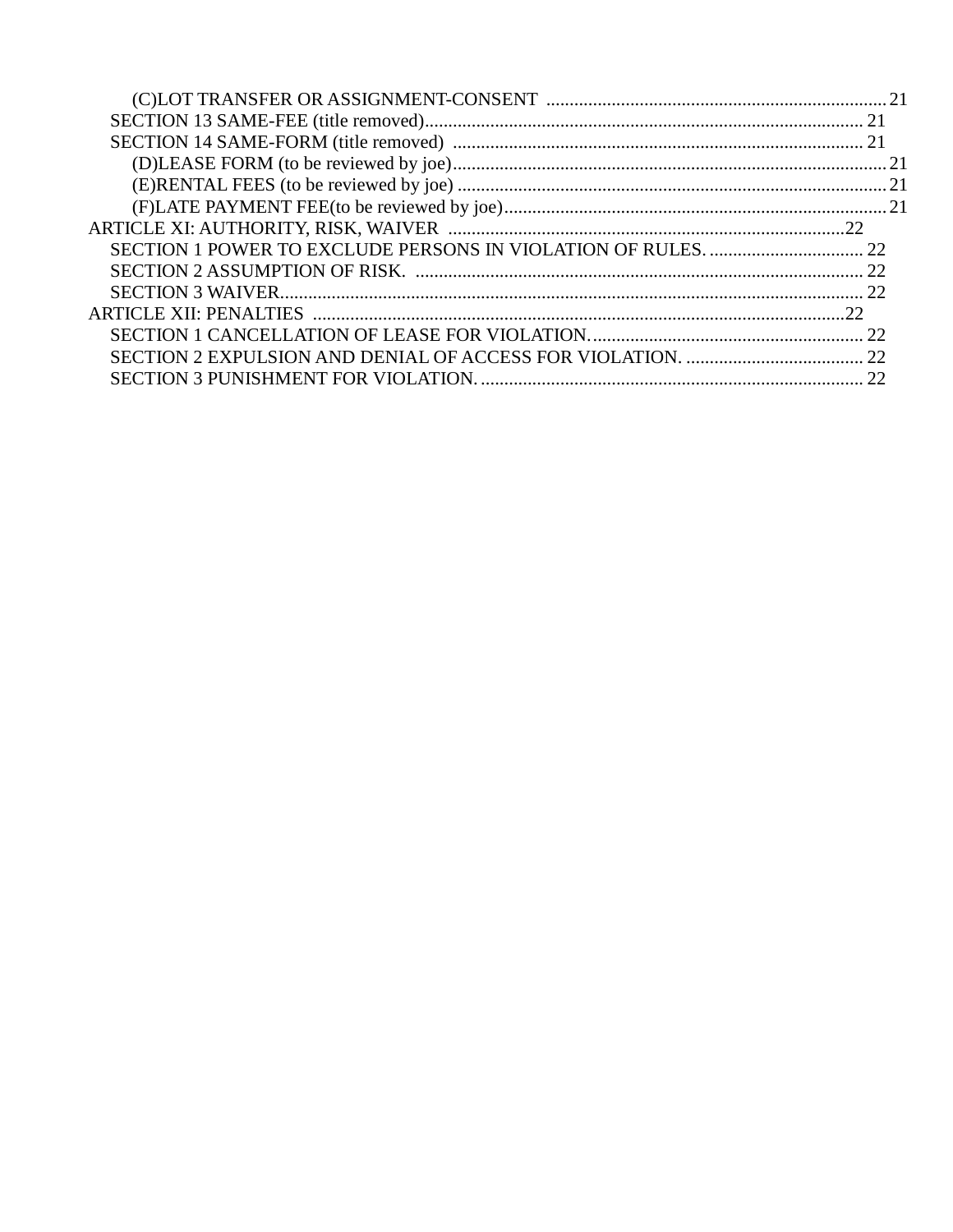(C)LOT TRANSFER OR ASSIGNMENT-CONSENT ........................................................................ 21
SECTION 13 SAME-FEE (title removed)............................................................................................. 21
SECTION 14 SAME-FORM (title removed) ........................................................................................ 21
(D)LEASE FORM (to be reviewed by joe)........................................................................................... 21
(E)RENTAL FEES (to be reviewed by joe) .......................................................................................... 21
(F)LATE PAYMENT FEE(to be reviewed by joe).................................................................................. 21
ARTICLE XI: AUTHORITY, RISK, WAIVER .....................................................................................22
SECTION 1 POWER TO EXCLUDE PERSONS IN VIOLATION OF RULES. ................................. 22
SECTION 2 ASSUMPTION OF RISK. ................................................................................................ 22
SECTION 3 WAIVER............................................................................................................................ 22
ARTICLE XII: PENALTIES ...................................................................................................................22
SECTION 1 CANCELLATION OF LEASE FOR VIOLATION. .......................................................... 22
SECTION 2 EXPULSION AND DENIAL OF ACCESS FOR VIOLATION. ...................................... 22
SECTION 3 PUNISHMENT FOR VIOLATION. .................................................................................. 22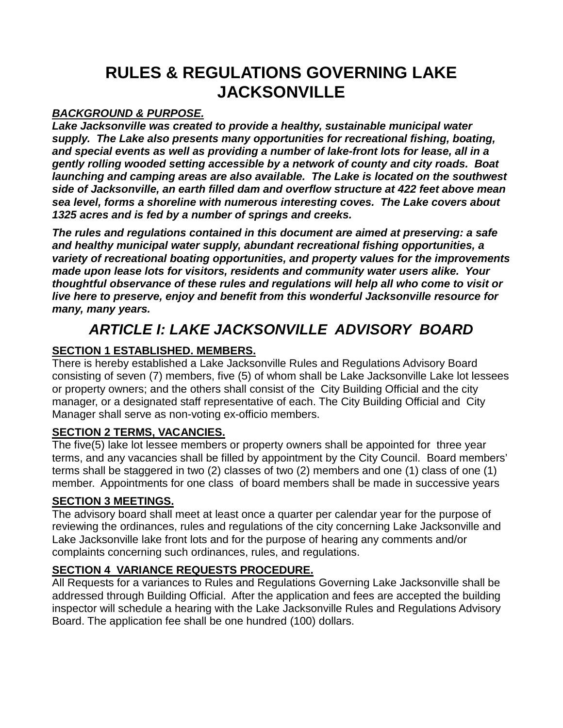# RULES & REGULATIONS GOVERNING LAKE JACKSONVILLE

***BACKGROUND & PURPOSE.***

***Lake Jacksonville was created to provide a healthy, sustainable municipal water supply. The Lake also presents many opportunities for recreational fishing, boating, and special events as well as providing a number of lake-front lots for lease, all in a gently rolling wooded setting accessible by a network of county and city roads. Boat launching and camping areas are also available. The Lake is located on the southwest side of Jacksonville, an earth filled dam and overflow structure at 422 feet above mean sea level, forms a shoreline with numerous interesting coves. The Lake covers about 1325 acres and is fed by a number of springs and creeks.***

***The rules and regulations contained in this document are aimed at preserving: a safe and healthy municipal water supply, abundant recreational fishing opportunities, a variety of recreational boating opportunities, and property values for the improvements made upon lease lots for visitors, residents and community water users alike. Your thoughtful observance of these rules and regulations will help all who come to visit or live here to preserve, enjoy and benefit from this wonderful Jacksonville resource for many, many years.***

## *ARTICLE I: LAKE JACKSONVILLE ADVISORY BOARD*

### SECTION 1 ESTABLISHED. MEMBERS.

There is hereby established a Lake Jacksonville Rules and Regulations Advisory Board consisting of seven (7) members, five (5) of whom shall be Lake Jacksonville Lake lot lessees or property owners; and the others shall consist of the City Building Official and the city manager, or a designated staff representative of each. The City Building Official and City Manager shall serve as non-voting ex-officio members.

### SECTION 2 TERMS, VACANCIES.

The five(5) lake lot lessee members or property owners shall be appointed for three year terms, and any vacancies shall be filled by appointment by the City Council. Board members' terms shall be staggered in two (2) classes of two (2) members and one (1) class of one (1) member. Appointments for one class of board members shall be made in successive years

### SECTION 3 MEETINGS.

The advisory board shall meet at least once a quarter per calendar year for the purpose of reviewing the ordinances, rules and regulations of the city concerning Lake Jacksonville and Lake Jacksonville lake front lots and for the purpose of hearing any comments and/or complaints concerning such ordinances, rules, and regulations.

### SECTION 4 VARIANCE REQUESTS PROCEDURE.

All Requests for a variances to Rules and Regulations Governing Lake Jacksonville shall be addressed through Building Official. After the application and fees are accepted the building inspector will schedule a hearing with the Lake Jacksonville Rules and Regulations Advisory Board. The application fee shall be one hundred (100) dollars.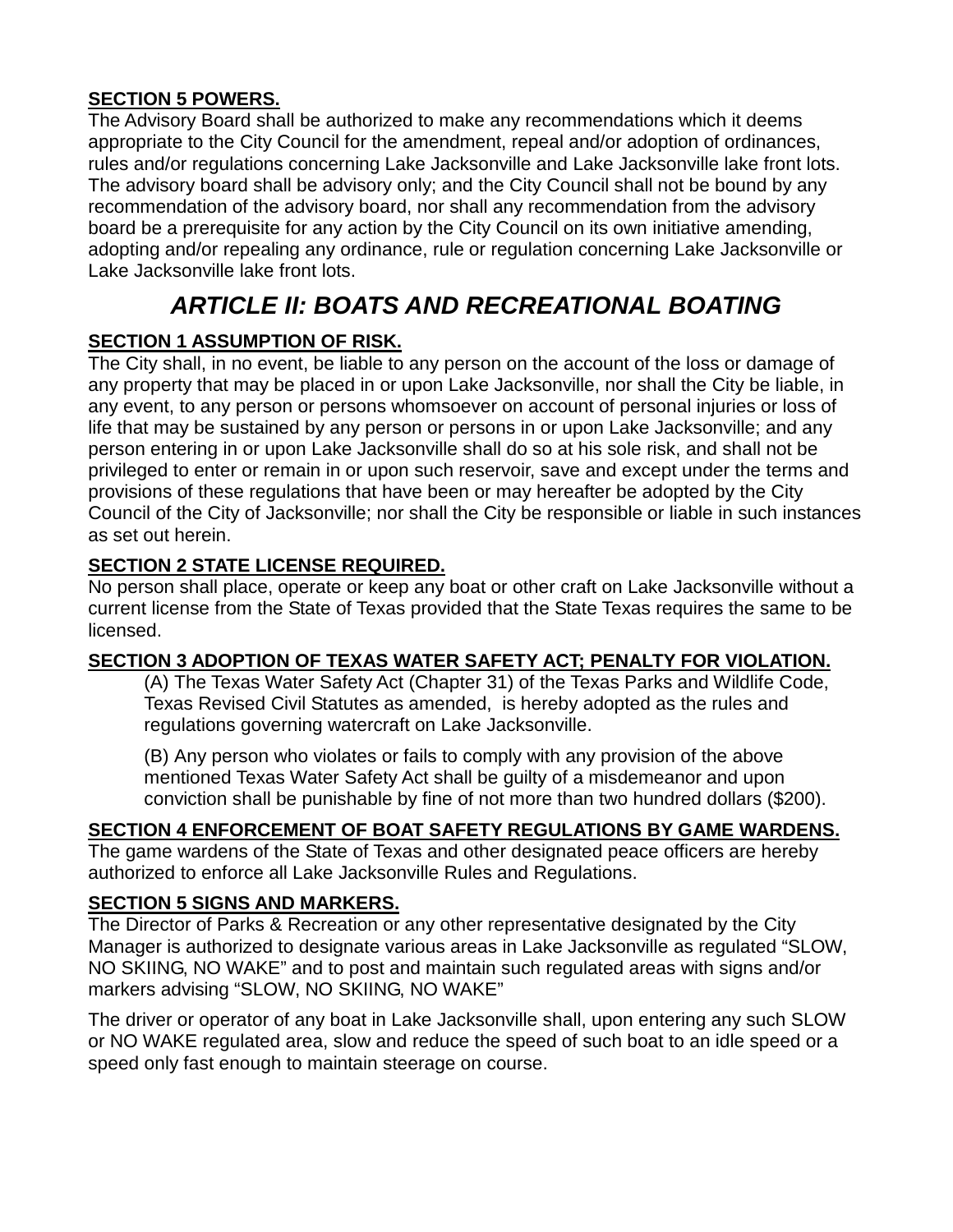**SECTION 5 POWERS.**

The Advisory Board shall be authorized to make any recommendations which it deems appropriate to the City Council for the amendment, repeal and/or adoption of ordinances, rules and/or regulations concerning Lake Jacksonville and Lake Jacksonville lake front lots. The advisory board shall be advisory only; and the City Council shall not be bound by any recommendation of the advisory board, nor shall any recommendation from the advisory board be a prerequisite for any action by the City Council on its own initiative amending, adopting and/or repealing any ordinance, rule or regulation concerning Lake Jacksonville or Lake Jacksonville lake front lots.

## *ARTICLE II: BOATS AND RECREATIONAL BOATING*

**SECTION 1 ASSUMPTION OF RISK.**

The City shall, in no event, be liable to any person on the account of the loss or damage of any property that may be placed in or upon Lake Jacksonville, nor shall the City be liable, in any event, to any person or persons whomsoever on account of personal injuries or loss of life that may be sustained by any person or persons in or upon Lake Jacksonville; and any person entering in or upon Lake Jacksonville shall do so at his sole risk, and shall not be privileged to enter or remain in or upon such reservoir, save and except under the terms and provisions of these regulations that have been or may hereafter be adopted by the City Council of the City of Jacksonville; nor shall the City be responsible or liable in such instances as set out herein.

**SECTION 2 STATE LICENSE REQUIRED.**

No person shall place, operate or keep any boat or other craft on Lake Jacksonville without a current license from the State of Texas provided that the State Texas requires the same to be licensed.

**SECTION 3 ADOPTION OF TEXAS WATER SAFETY ACT; PENALTY FOR VIOLATION.**

(A) The Texas Water Safety Act (Chapter 31) of the Texas Parks and Wildlife Code, Texas Revised Civil Statutes as amended, is hereby adopted as the rules and regulations governing watercraft on Lake Jacksonville.

(B) Any person who violates or fails to comply with any provision of the above mentioned Texas Water Safety Act shall be guilty of a misdemeanor and upon conviction shall be punishable by fine of not more than two hundred dollars ($200).

**SECTION 4 ENFORCEMENT OF BOAT SAFETY REGULATIONS BY GAME WARDENS.**

The game wardens of the State of Texas and other designated peace officers are hereby authorized to enforce all Lake Jacksonville Rules and Regulations.

**SECTION 5 SIGNS AND MARKERS.**

The Director of Parks & Recreation or any other representative designated by the City Manager is authorized to designate various areas in Lake Jacksonville as regulated "SLOW, NO SKIING, NO WAKE" and to post and maintain such regulated areas with signs and/or markers advising "SLOW, NO SKIING, NO WAKE"

The driver or operator of any boat in Lake Jacksonville shall, upon entering any such SLOW or NO WAKE regulated area, slow and reduce the speed of such boat to an idle speed or a speed only fast enough to maintain steerage on course.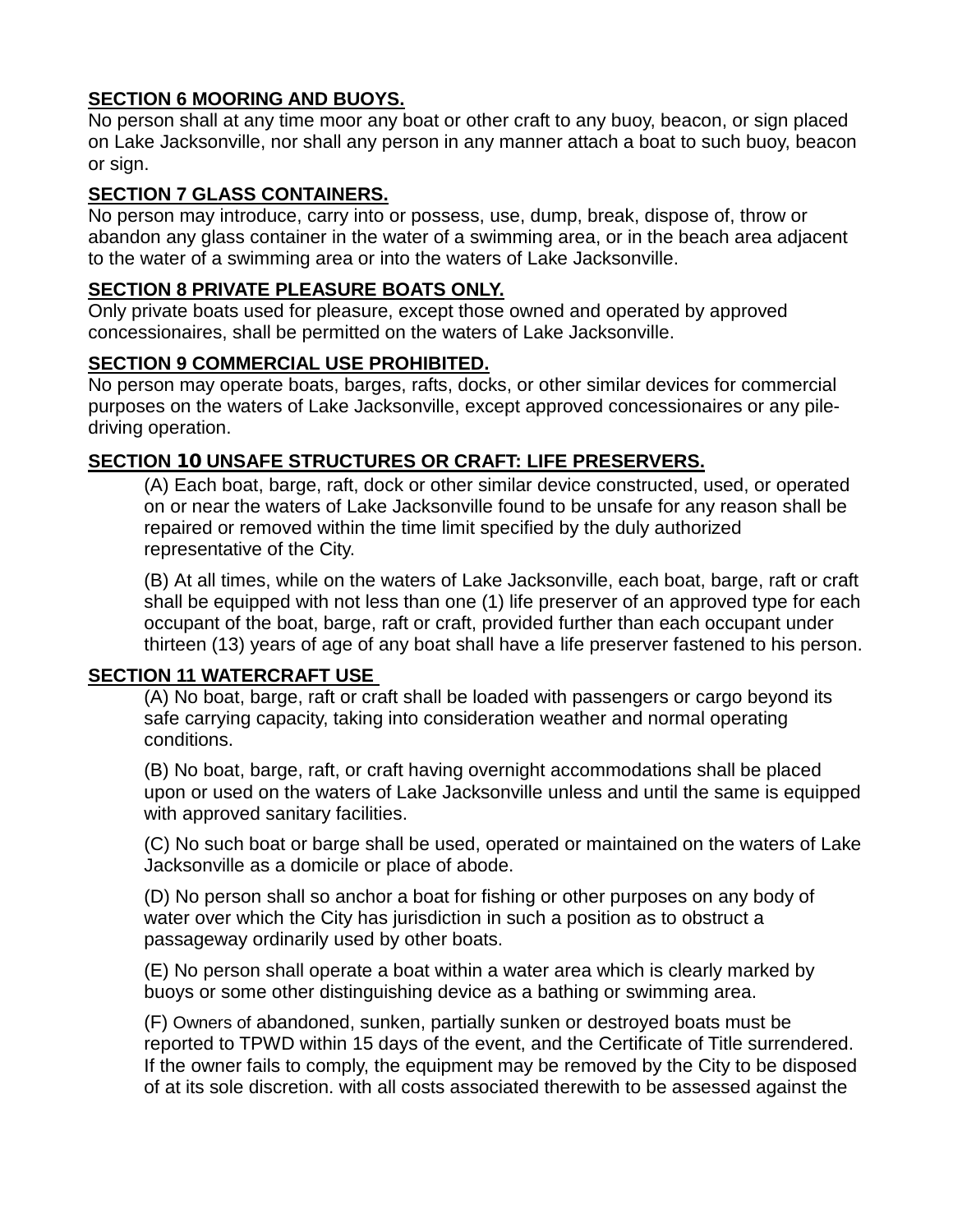**SECTION 6 MOORING AND BUOYS.**

No person shall at any time moor any boat or other craft to any buoy, beacon, or sign placed on Lake Jacksonville, nor shall any person in any manner attach a boat to such buoy, beacon or sign.

**SECTION 7 GLASS CONTAINERS.**

No person may introduce, carry into or possess, use, dump, break, dispose of, throw or abandon any glass container in the water of a swimming area, or in the beach area adjacent to the water of a swimming area or into the waters of Lake Jacksonville.

**SECTION 8 PRIVATE PLEASURE BOATS ONLY.**

Only private boats used for pleasure, except those owned and operated by approved concessionaires, shall be permitted on the waters of Lake Jacksonville.

**SECTION 9 COMMERCIAL USE PROHIBITED.**

No person may operate boats, barges, rafts, docks, or other similar devices for commercial purposes on the waters of Lake Jacksonville, except approved concessionaires or any pile-driving operation.

**SECTION 10 UNSAFE STRUCTURES OR CRAFT: LIFE PRESERVERS.**

(A) Each boat, barge, raft, dock or other similar device constructed, used, or operated on or near the waters of Lake Jacksonville found to be unsafe for any reason shall be repaired or removed within the time limit specified by the duly authorized representative of the City.

(B) At all times, while on the waters of Lake Jacksonville, each boat, barge, raft or craft shall be equipped with not less than one (1) life preserver of an approved type for each occupant of the boat, barge, raft or craft, provided further than each occupant under thirteen (13) years of age of any boat shall have a life preserver fastened to his person.

**SECTION 11 WATERCRAFT USE**

(A) No boat, barge, raft or craft shall be loaded with passengers or cargo beyond its safe carrying capacity, taking into consideration weather and normal operating conditions.

(B) No boat, barge, raft, or craft having overnight accommodations shall be placed upon or used on the waters of Lake Jacksonville unless and until the same is equipped with approved sanitary facilities.

(C) No such boat or barge shall be used, operated or maintained on the waters of Lake Jacksonville as a domicile or place of abode.

(D) No person shall so anchor a boat for fishing or other purposes on any body of water over which the City has jurisdiction in such a position as to obstruct a passageway ordinarily used by other boats.

(E) No person shall operate a boat within a water area which is clearly marked by buoys or some other distinguishing device as a bathing or swimming area.

(F) Owners of abandoned, sunken, partially sunken or destroyed boats must be reported to TPWD within 15 days of the event, and the Certificate of Title surrendered. If the owner fails to comply, the equipment may be removed by the City to be disposed of at its sole discretion. with all costs associated therewith to be assessed against the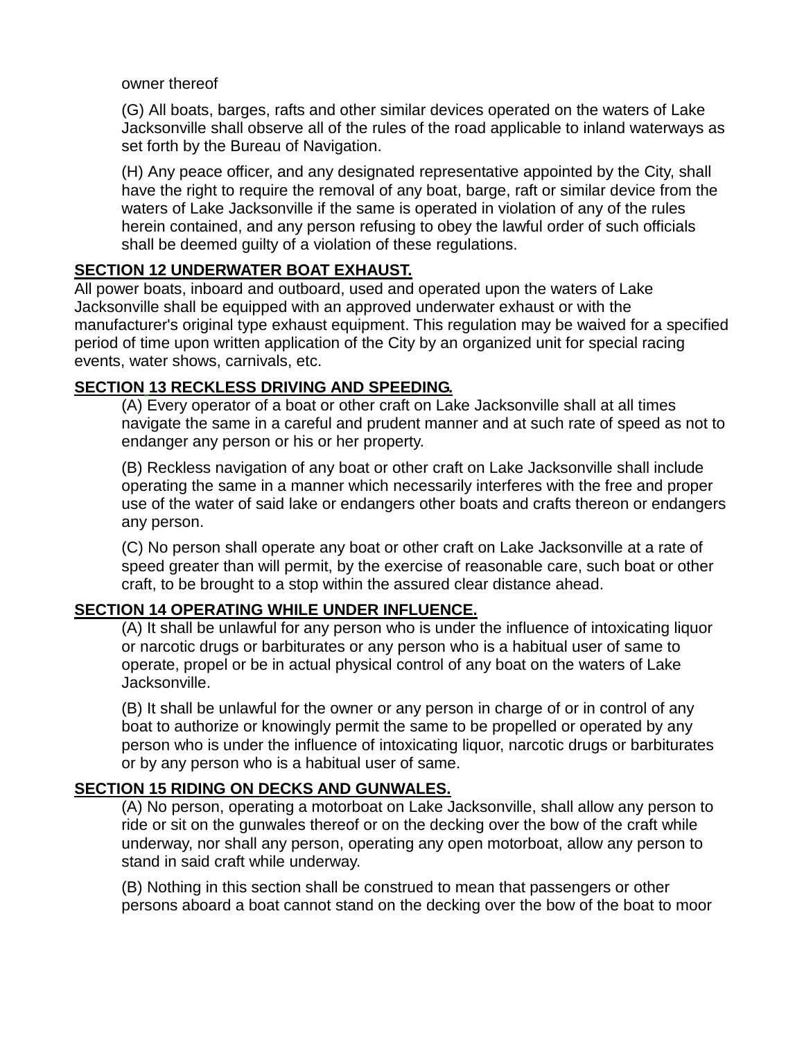owner thereof

(G) All boats, barges, rafts and other similar devices operated on the waters of Lake Jacksonville shall observe all of the rules of the road applicable to inland waterways as set forth by the Bureau of Navigation.

(H) Any peace officer, and any designated representative appointed by the City, shall have the right to require the removal of any boat, barge, raft or similar device from the waters of Lake Jacksonville if the same is operated in violation of any of the rules herein contained, and any person refusing to obey the lawful order of such officials shall be deemed guilty of a violation of these regulations.

**SECTION 12 UNDERWATER BOAT EXHAUST.**

All power boats, inboard and outboard, used and operated upon the waters of Lake Jacksonville shall be equipped with an approved underwater exhaust or with the manufacturer's original type exhaust equipment. This regulation may be waived for a specified period of time upon written application of the City by an organized unit for special racing events, water shows, carnivals, etc.

**SECTION 13 RECKLESS DRIVING AND SPEEDING.**

(A) Every operator of a boat or other craft on Lake Jacksonville shall at all times navigate the same in a careful and prudent manner and at such rate of speed as not to endanger any person or his or her property.

(B) Reckless navigation of any boat or other craft on Lake Jacksonville shall include operating the same in a manner which necessarily interferes with the free and proper use of the water of said lake or endangers other boats and crafts thereon or endangers any person.

(C) No person shall operate any boat or other craft on Lake Jacksonville at a rate of speed greater than will permit, by the exercise of reasonable care, such boat or other craft, to be brought to a stop within the assured clear distance ahead.

**SECTION 14 OPERATING WHILE UNDER INFLUENCE.**

(A) It shall be unlawful for any person who is under the influence of intoxicating liquor or narcotic drugs or barbiturates or any person who is a habitual user of same to operate, propel or be in actual physical control of any boat on the waters of Lake Jacksonville.

(B) It shall be unlawful for the owner or any person in charge of or in control of any boat to authorize or knowingly permit the same to be propelled or operated by any person who is under the influence of intoxicating liquor, narcotic drugs or barbiturates or by any person who is a habitual user of same.

**SECTION 15 RIDING ON DECKS AND GUNWALES.**

(A) No person, operating a motorboat on Lake Jacksonville, shall allow any person to ride or sit on the gunwales thereof or on the decking over the bow of the craft while underway, nor shall any person, operating any open motorboat, allow any person to stand in said craft while underway.

(B) Nothing in this section shall be construed to mean that passengers or other persons aboard a boat cannot stand on the decking over the bow of the boat to moor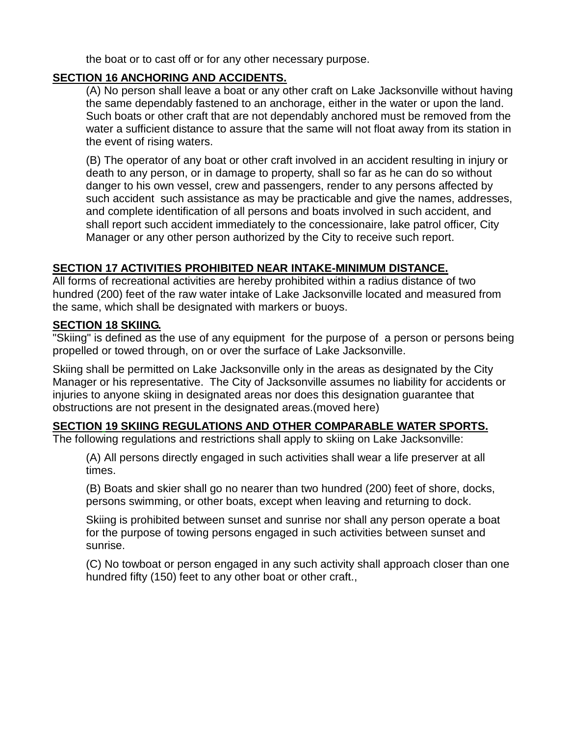the boat or to cast off or for any other necessary purpose.

**SECTION 16 ANCHORING AND ACCIDENTS.**

(A) No person shall leave a boat or any other craft on Lake Jacksonville without having the same dependably fastened to an anchorage, either in the water or upon the land. Such boats or other craft that are not dependably anchored must be removed from the water a sufficient distance to assure that the same will not float away from its station in the event of rising waters.

(B) The operator of any boat or other craft involved in an accident resulting in injury or death to any person, or in damage to property, shall so far as he can do so without danger to his own vessel, crew and passengers, render to any persons affected by such accident such assistance as may be practicable and give the names, addresses, and complete identification of all persons and boats involved in such accident, and shall report such accident immediately to the concessionaire, lake patrol officer, City Manager or any other person authorized by the City to receive such report.

**SECTION 17 ACTIVITIES PROHIBITED NEAR INTAKE-MINIMUM DISTANCE.**

All forms of recreational activities are hereby prohibited within a radius distance of two hundred (200) feet of the raw water intake of Lake Jacksonville located and measured from the same, which shall be designated with markers or buoys.

**SECTION 18 SKIING.**

"Skiing" is defined as the use of any equipment for the purpose of a person or persons being propelled or towed through, on or over the surface of Lake Jacksonville.

Skiing shall be permitted on Lake Jacksonville only in the areas as designated by the City Manager or his representative. The City of Jacksonville assumes no liability for accidents or injuries to anyone skiing in designated areas nor does this designation guarantee that obstructions are not present in the designated areas.(moved here)

**SECTION 19 SKIING REGULATIONS AND OTHER COMPARABLE WATER SPORTS.**

The following regulations and restrictions shall apply to skiing on Lake Jacksonville:

(A) All persons directly engaged in such activities shall wear a life preserver at all times.

(B) Boats and skier shall go no nearer than two hundred (200) feet of shore, docks, persons swimming, or other boats, except when leaving and returning to dock.

Skiing is prohibited between sunset and sunrise nor shall any person operate a boat for the purpose of towing persons engaged in such activities between sunset and sunrise.

(C) No towboat or person engaged in any such activity shall approach closer than one hundred fifty (150) feet to any other boat or other craft.,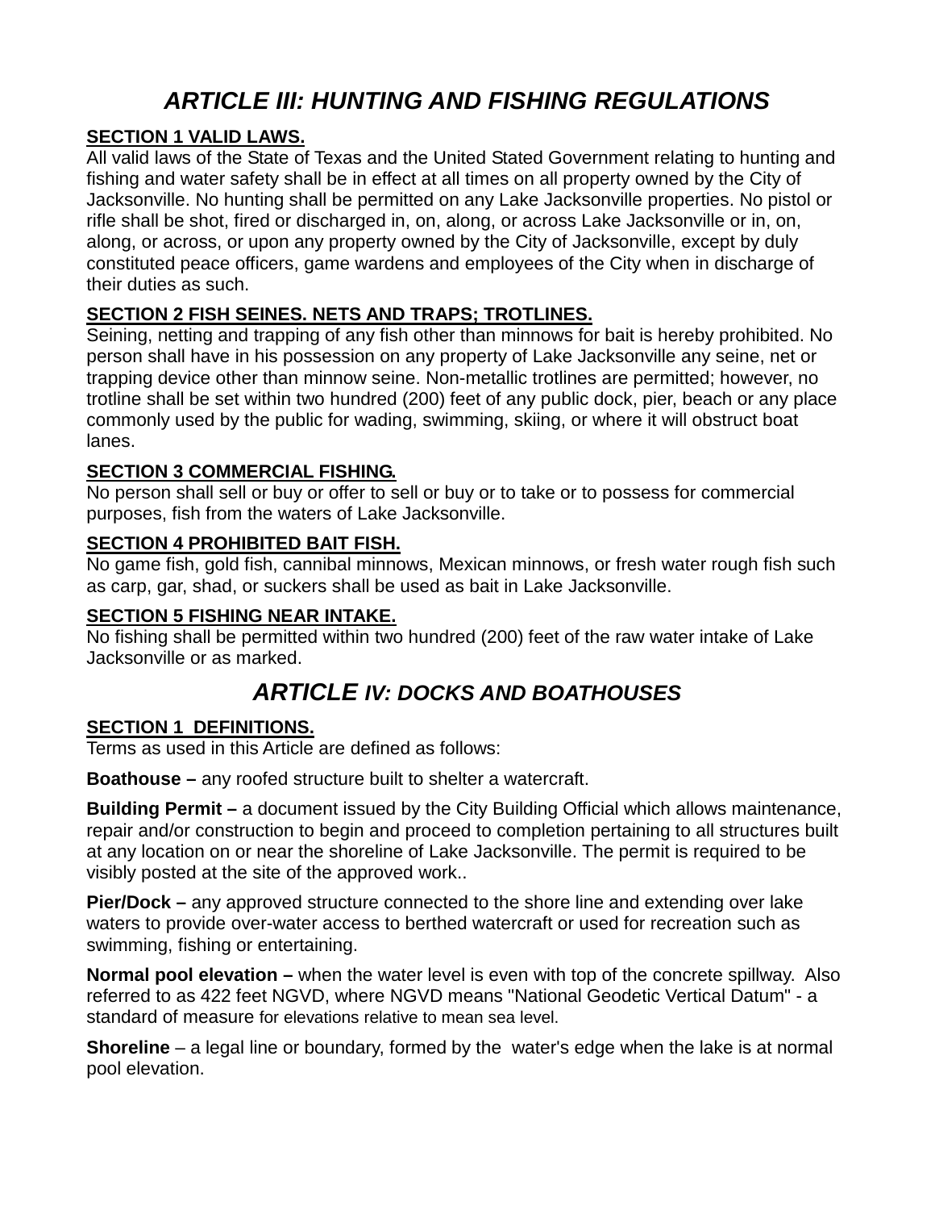## *ARTICLE III: HUNTING AND FISHING REGULATIONS*

**SECTION 1 VALID LAWS.**

All valid laws of the State of Texas and the United Stated Government relating to hunting and fishing and water safety shall be in effect at all times on all property owned by the City of Jacksonville. No hunting shall be permitted on any Lake Jacksonville properties. No pistol or rifle shall be shot, fired or discharged in, on, along, or across Lake Jacksonville or in, on, along, or across, or upon any property owned by the City of Jacksonville, except by duly constituted peace officers, game wardens and employees of the City when in discharge of their duties as such.

**SECTION 2 FISH SEINES. NETS AND TRAPS; TROTLINES.**

Seining, netting and trapping of any fish other than minnows for bait is hereby prohibited. No person shall have in his possession on any property of Lake Jacksonville any seine, net or trapping device other than minnow seine. Non-metallic trotlines are permitted; however, no trotline shall be set within two hundred (200) feet of any public dock, pier, beach or any place commonly used by the public for wading, swimming, skiing, or where it will obstruct boat lanes.

**SECTION 3 COMMERCIAL FISHING.**

No person shall sell or buy or offer to sell or buy or to take or to possess for commercial purposes, fish from the waters of Lake Jacksonville.

**SECTION 4 PROHIBITED BAIT FISH.**

No game fish, gold fish, cannibal minnows, Mexican minnows, or fresh water rough fish such as carp, gar, shad, or suckers shall be used as bait in Lake Jacksonville.

**SECTION 5 FISHING NEAR INTAKE.**

No fishing shall be permitted within two hundred (200) feet of the raw water intake of Lake Jacksonville or as marked.

## *ARTICLE IV: DOCKS AND BOATHOUSES*

**SECTION 1 DEFINITIONS.**

Terms as used in this Article are defined as follows:

**Boathouse –** any roofed structure built to shelter a watercraft.

**Building Permit –** a document issued by the City Building Official which allows maintenance, repair and/or construction to begin and proceed to completion pertaining to all structures built at any location on or near the shoreline of Lake Jacksonville. The permit is required to be visibly posted at the site of the approved work..

**Pier/Dock –** any approved structure connected to the shore line and extending over lake waters to provide over-water access to berthed watercraft or used for recreation such as swimming, fishing or entertaining.

**Normal pool elevation –** when the water level is even with top of the concrete spillway. Also referred to as 422 feet NGVD, where NGVD means "National Geodetic Vertical Datum" - a standard of measure for elevations relative to mean sea level.

**Shoreline** – a legal line or boundary, formed by the water's edge when the lake is at normal pool elevation.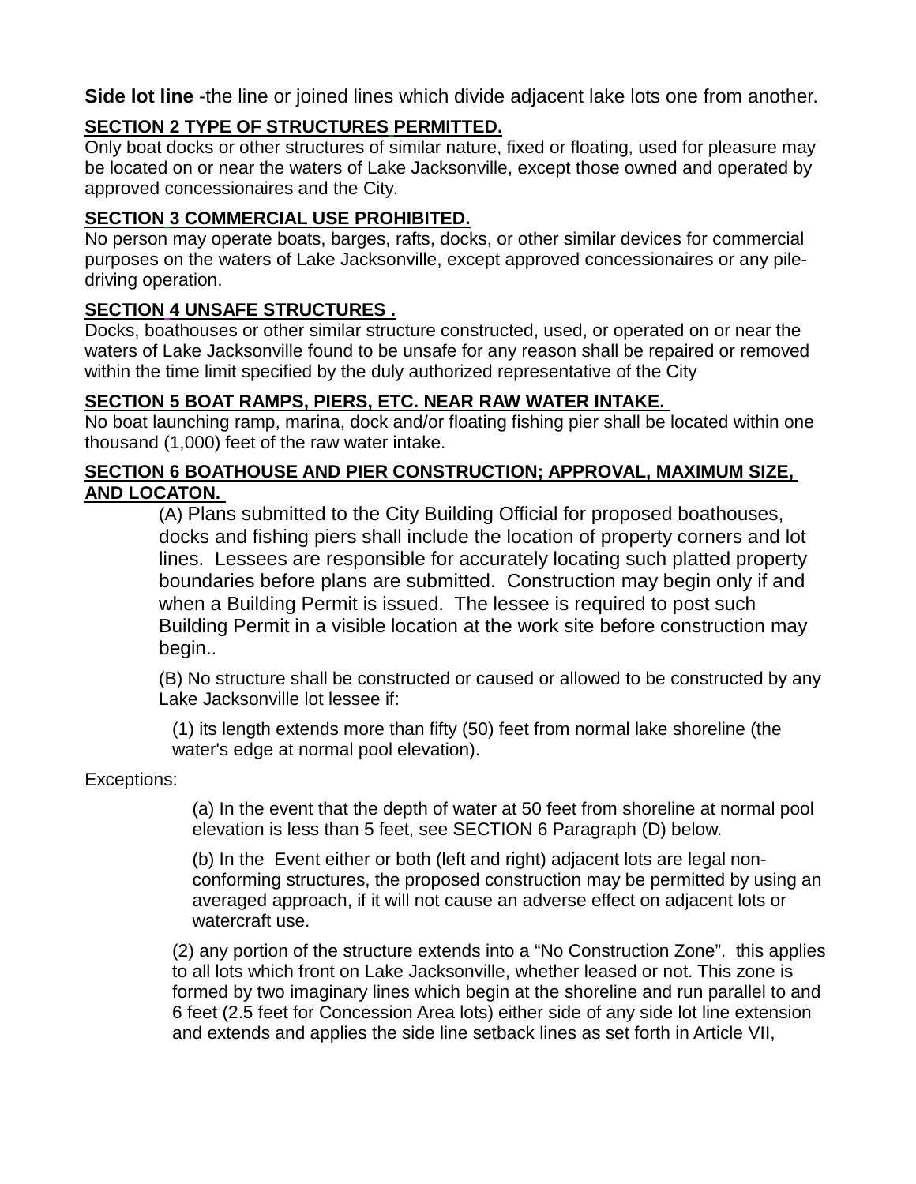**Side lot line** -the line or joined lines which divide adjacent lake lots one from another.

**SECTION 2 TYPE OF STRUCTURES PERMITTED.**

Only boat docks or other structures of similar nature, fixed or floating, used for pleasure may be located on or near the waters of Lake Jacksonville, except those owned and operated by approved concessionaires and the City.

**SECTION 3 COMMERCIAL USE PROHIBITED.**

No person may operate boats, barges, rafts, docks, or other similar devices for commercial purposes on the waters of Lake Jacksonville, except approved concessionaires or any pile-driving operation.

**SECTION 4 UNSAFE STRUCTURES .**

Docks, boathouses or other similar structure constructed, used, or operated on or near the waters of Lake Jacksonville found to be unsafe for any reason shall be repaired or removed within the time limit specified by the duly authorized representative of the City

**SECTION 5 BOAT RAMPS, PIERS, ETC. NEAR RAW WATER INTAKE.**

No boat launching ramp, marina, dock and/or floating fishing pier shall be located within one thousand (1,000) feet of the raw water intake.

**SECTION 6 BOATHOUSE AND PIER CONSTRUCTION; APPROVAL, MAXIMUM SIZE, AND LOCATON.**

(A) Plans submitted to the City Building Official for proposed boathouses, docks and fishing piers shall include the location of property corners and lot lines. Lessees are responsible for accurately locating such platted property boundaries before plans are submitted. Construction may begin only if and when a Building Permit is issued. The lessee is required to post such Building Permit in a visible location at the work site before construction may begin..

(B) No structure shall be constructed or caused or allowed to be constructed by any Lake Jacksonville lot lessee if:

(1) its length extends more than fifty (50) feet from normal lake shoreline (the water's edge at normal pool elevation).

Exceptions:

(a) In the event that the depth of water at 50 feet from shoreline at normal pool elevation is less than 5 feet, see SECTION 6 Paragraph (D) below.

(b) In the Event either or both (left and right) adjacent lots are legal non-conforming structures, the proposed construction may be permitted by using an averaged approach, if it will not cause an adverse effect on adjacent lots or watercraft use.

(2) any portion of the structure extends into a “No Construction Zone”. this applies to all lots which front on Lake Jacksonville, whether leased or not. This zone is formed by two imaginary lines which begin at the shoreline and run parallel to and 6 feet (2.5 feet for Concession Area lots) either side of any side lot line extension and extends and applies the side line setback lines as set forth in Article VII,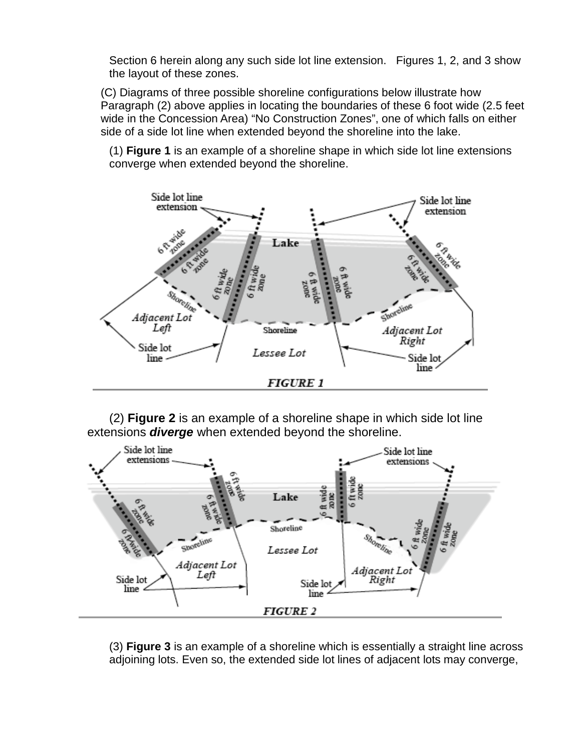Section 6 herein along any such side lot line extension. Figures 1, 2, and 3 show the layout of these zones.

(C) Diagrams of three possible shoreline configurations below illustrate how Paragraph (2) above applies in locating the boundaries of these 6 foot wide (2.5 feet wide in the Concession Area) “No Construction Zones”, one of which falls on either side of a side lot line when extended beyond the shoreline into the lake.

(1) **Figure 1** is an example of a shoreline shape in which side lot line extensions converge when extended beyond the shoreline.

*FIGURE 1*

(2) **Figure 2** is an example of a shoreline shape in which side lot line extensions ***diverge*** when extended beyond the shoreline.

*FIGURE 2*

(3) **Figure 3** is an example of a shoreline which is essentially a straight line across adjoining lots. Even so, the extended side lot lines of adjacent lots may converge,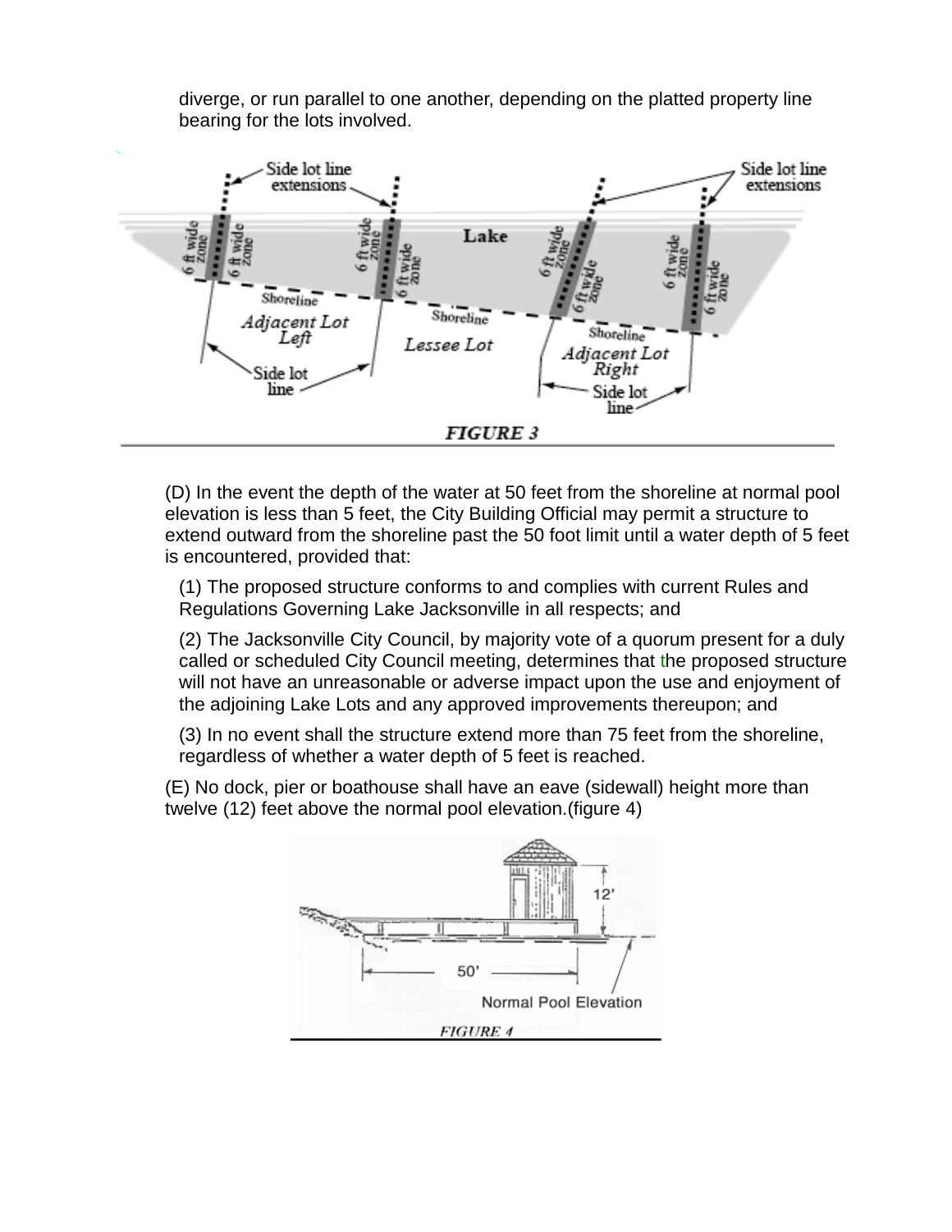diverge, or run parallel to one another, depending on the platted property line bearing for the lots involved.

FIGURE 3

(D) In the event the depth of the water at 50 feet from the shoreline at normal pool elevation is less than 5 feet, the City Building Official may permit a structure to extend outward from the shoreline past the 50 foot limit until a water depth of 5 feet is encountered, provided that:

(1) The proposed structure conforms to and complies with current Rules and Regulations Governing Lake Jacksonville in all respects; and

(2) The Jacksonville City Council, by majority vote of a quorum present for a duly called or scheduled City Council meeting, determines that the proposed structure will not have an unreasonable or adverse impact upon the use and enjoyment of the adjoining Lake Lots and any approved improvements thereupon; and

(3) In no event shall the structure extend more than 75 feet from the shoreline, regardless of whether a water depth of 5 feet is reached.

(E) No dock, pier or boathouse shall have an eave (sidewall) height more than twelve (12) feet above the normal pool elevation.(figure 4)

FIGURE 4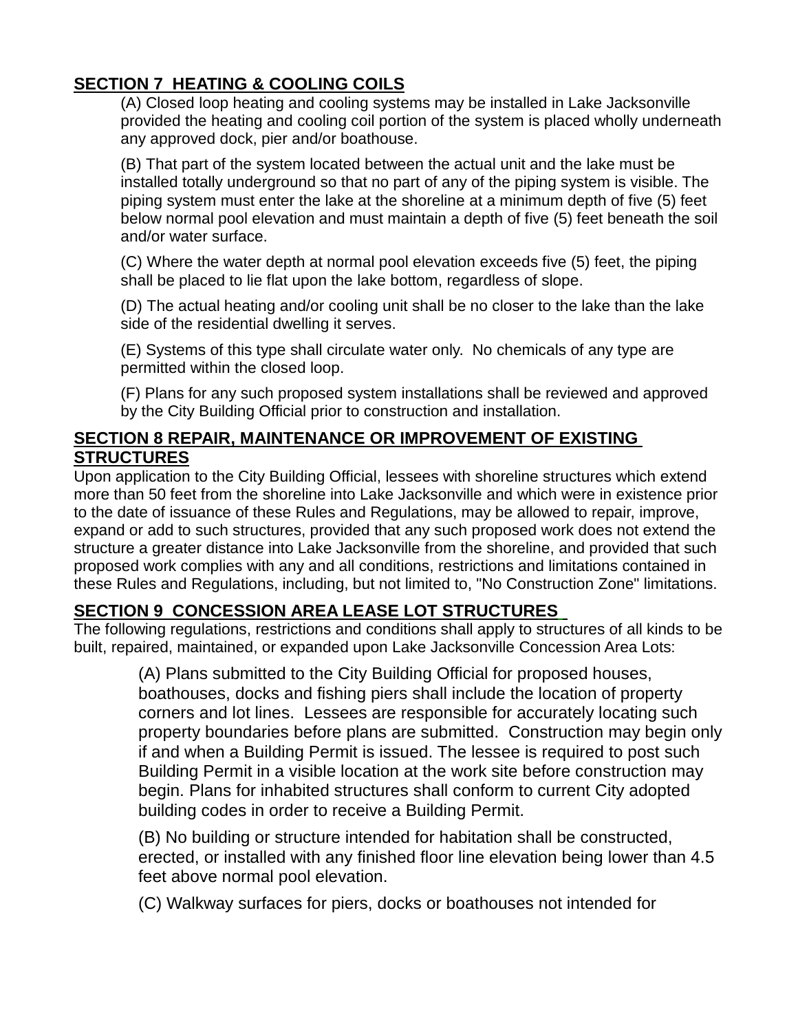## SECTION 7 HEATING & COOLING COILS

(A) Closed loop heating and cooling systems may be installed in Lake Jacksonville provided the heating and cooling coil portion of the system is placed wholly underneath any approved dock, pier and/or boathouse.

(B) That part of the system located between the actual unit and the lake must be installed totally underground so that no part of any of the piping system is visible. The piping system must enter the lake at the shoreline at a minimum depth of five (5) feet below normal pool elevation and must maintain a depth of five (5) feet beneath the soil and/or water surface.

(C) Where the water depth at normal pool elevation exceeds five (5) feet, the piping shall be placed to lie flat upon the lake bottom, regardless of slope.

(D) The actual heating and/or cooling unit shall be no closer to the lake than the lake side of the residential dwelling it serves.

(E) Systems of this type shall circulate water only. No chemicals of any type are permitted within the closed loop.

(F) Plans for any such proposed system installations shall be reviewed and approved by the City Building Official prior to construction and installation.

## SECTION 8 REPAIR, MAINTENANCE OR IMPROVEMENT OF EXISTING STRUCTURES

Upon application to the City Building Official, lessees with shoreline structures which extend more than 50 feet from the shoreline into Lake Jacksonville and which were in existence prior to the date of issuance of these Rules and Regulations, may be allowed to repair, improve, expand or add to such structures, provided that any such proposed work does not extend the structure a greater distance into Lake Jacksonville from the shoreline, and provided that such proposed work complies with any and all conditions, restrictions and limitations contained in these Rules and Regulations, including, but not limited to, "No Construction Zone" limitations.

## SECTION 9 CONCESSION AREA LEASE LOT STRUCTURES

The following regulations, restrictions and conditions shall apply to structures of all kinds to be built, repaired, maintained, or expanded upon Lake Jacksonville Concession Area Lots:

(A) Plans submitted to the City Building Official for proposed houses, boathouses, docks and fishing piers shall include the location of property corners and lot lines. Lessees are responsible for accurately locating such property boundaries before plans are submitted. Construction may begin only if and when a Building Permit is issued. The lessee is required to post such Building Permit in a visible location at the work site before construction may begin. Plans for inhabited structures shall conform to current City adopted building codes in order to receive a Building Permit.

(B) No building or structure intended for habitation shall be constructed, erected, or installed with any finished floor line elevation being lower than 4.5 feet above normal pool elevation.

(C) Walkway surfaces for piers, docks or boathouses not intended for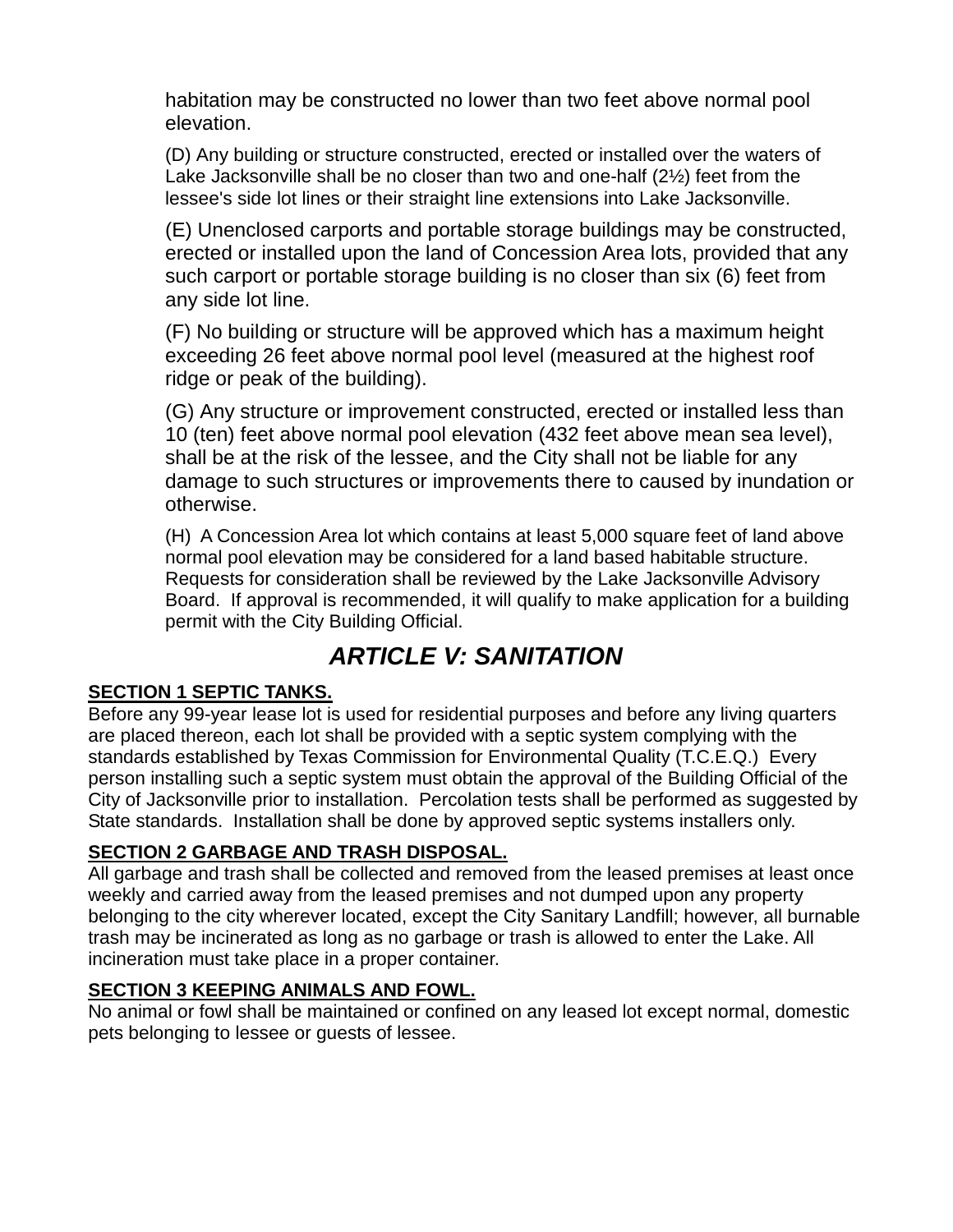habitation may be constructed no lower than two feet above normal pool elevation.

(D) Any building or structure constructed, erected or installed over the waters of Lake Jacksonville shall be no closer than two and one-half (2½) feet from the lessee's side lot lines or their straight line extensions into Lake Jacksonville.

(E) Unenclosed carports and portable storage buildings may be constructed, erected or installed upon the land of Concession Area lots, provided that any such carport or portable storage building is no closer than six (6) feet from any side lot line.

(F) No building or structure will be approved which has a maximum height exceeding 26 feet above normal pool level (measured at the highest roof ridge or peak of the building).

(G) Any structure or improvement constructed, erected or installed less than 10 (ten) feet above normal pool elevation (432 feet above mean sea level), shall be at the risk of the lessee, and the City shall not be liable for any damage to such structures or improvements there to caused by inundation or otherwise.

(H) A Concession Area lot which contains at least 5,000 square feet of land above normal pool elevation may be considered for a land based habitable structure. Requests for consideration shall be reviewed by the Lake Jacksonville Advisory Board. If approval is recommended, it will qualify to make application for a building permit with the City Building Official.

# *ARTICLE V: SANITATION*

**SECTION 1 SEPTIC TANKS.**

Before any 99-year lease lot is used for residential purposes and before any living quarters are placed thereon, each lot shall be provided with a septic system complying with the standards established by Texas Commission for Environmental Quality (T.C.E.Q.) Every person installing such a septic system must obtain the approval of the Building Official of the City of Jacksonville prior to installation. Percolation tests shall be performed as suggested by State standards. Installation shall be done by approved septic systems installers only.

**SECTION 2 GARBAGE AND TRASH DISPOSAL.**

All garbage and trash shall be collected and removed from the leased premises at least once weekly and carried away from the leased premises and not dumped upon any property belonging to the city wherever located, except the City Sanitary Landfill; however, all burnable trash may be incinerated as long as no garbage or trash is allowed to enter the Lake. All incineration must take place in a proper container.

**SECTION 3 KEEPING ANIMALS AND FOWL.**

No animal or fowl shall be maintained or confined on any leased lot except normal, domestic pets belonging to lessee or guests of lessee.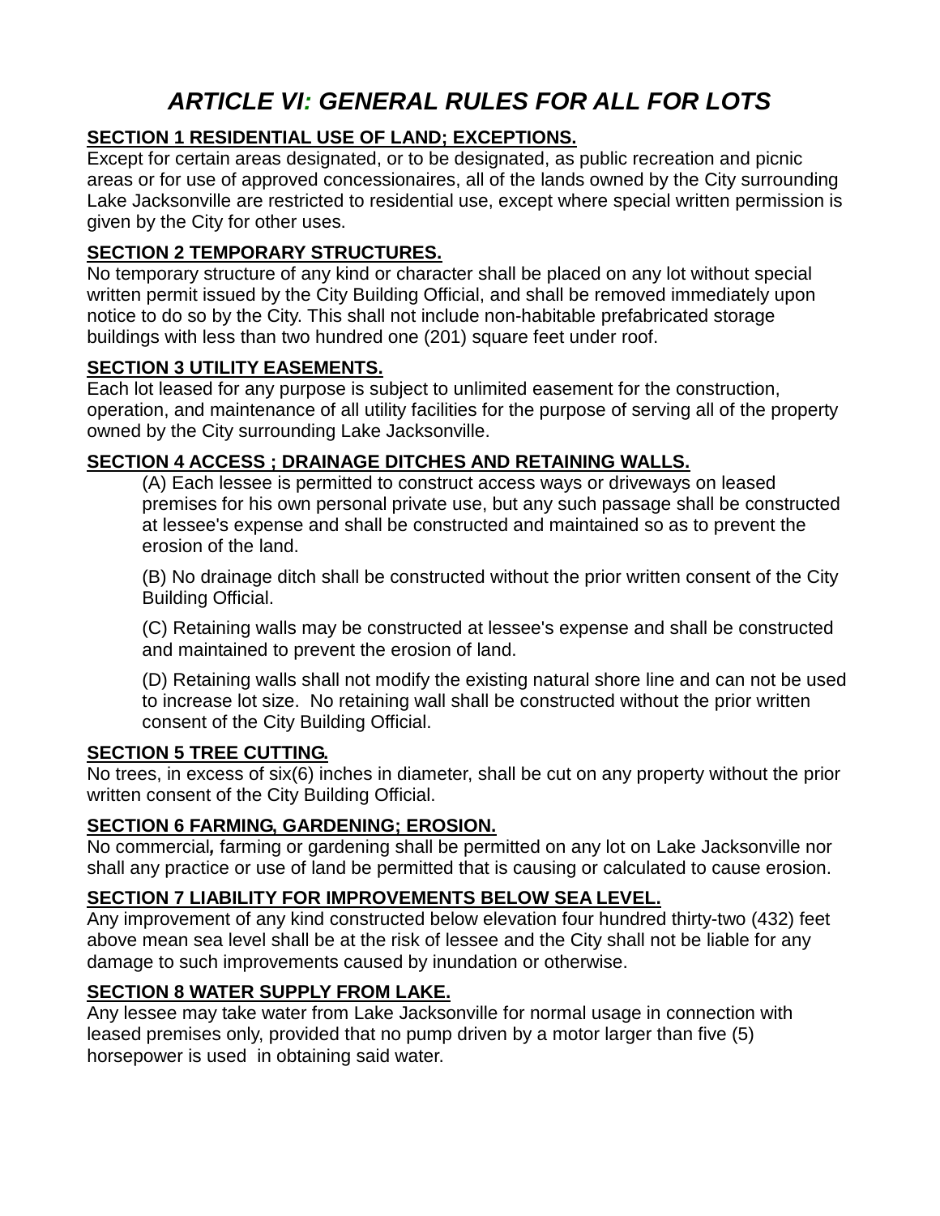# *ARTICLE VI: GENERAL RULES FOR ALL FOR LOTS*

**SECTION 1 RESIDENTIAL USE OF LAND; EXCEPTIONS.**

Except for certain areas designated, or to be designated, as public recreation and picnic areas or for use of approved concessionaires, all of the lands owned by the City surrounding Lake Jacksonville are restricted to residential use, except where special written permission is given by the City for other uses.

**SECTION 2 TEMPORARY STRUCTURES.**

No temporary structure of any kind or character shall be placed on any lot without special written permit issued by the City Building Official, and shall be removed immediately upon notice to do so by the City. This shall not include non-habitable prefabricated storage buildings with less than two hundred one (201) square feet under roof.

**SECTION 3 UTILITY EASEMENTS.**

Each lot leased for any purpose is subject to unlimited easement for the construction, operation, and maintenance of all utility facilities for the purpose of serving all of the property owned by the City surrounding Lake Jacksonville.

**SECTION 4 ACCESS ; DRAINAGE DITCHES AND RETAINING WALLS.**

(A) Each lessee is permitted to construct access ways or driveways on leased premises for his own personal private use, but any such passage shall be constructed at lessee's expense and shall be constructed and maintained so as to prevent the erosion of the land.

(B) No drainage ditch shall be constructed without the prior written consent of the City Building Official.

(C) Retaining walls may be constructed at lessee's expense and shall be constructed and maintained to prevent the erosion of land.

(D) Retaining walls shall not modify the existing natural shore line and can not be used to increase lot size. No retaining wall shall be constructed without the prior written consent of the City Building Official.

**SECTION 5 TREE CUTTING.**

No trees, in excess of six(6) inches in diameter, shall be cut on any property without the prior written consent of the City Building Official.

**SECTION 6 FARMING, GARDENING; EROSION.**

No commercial*,* farming or gardening shall be permitted on any lot on Lake Jacksonville nor shall any practice or use of land be permitted that is causing or calculated to cause erosion.

**SECTION 7 LIABILITY FOR IMPROVEMENTS BELOW SEA LEVEL.**

Any improvement of any kind constructed below elevation four hundred thirty-two (432) feet above mean sea level shall be at the risk of lessee and the City shall not be liable for any damage to such improvements caused by inundation or otherwise.

**SECTION 8 WATER SUPPLY FROM LAKE.**

Any lessee may take water from Lake Jacksonville for normal usage in connection with leased premises only, provided that no pump driven by a motor larger than five (5) horsepower is used in obtaining said water.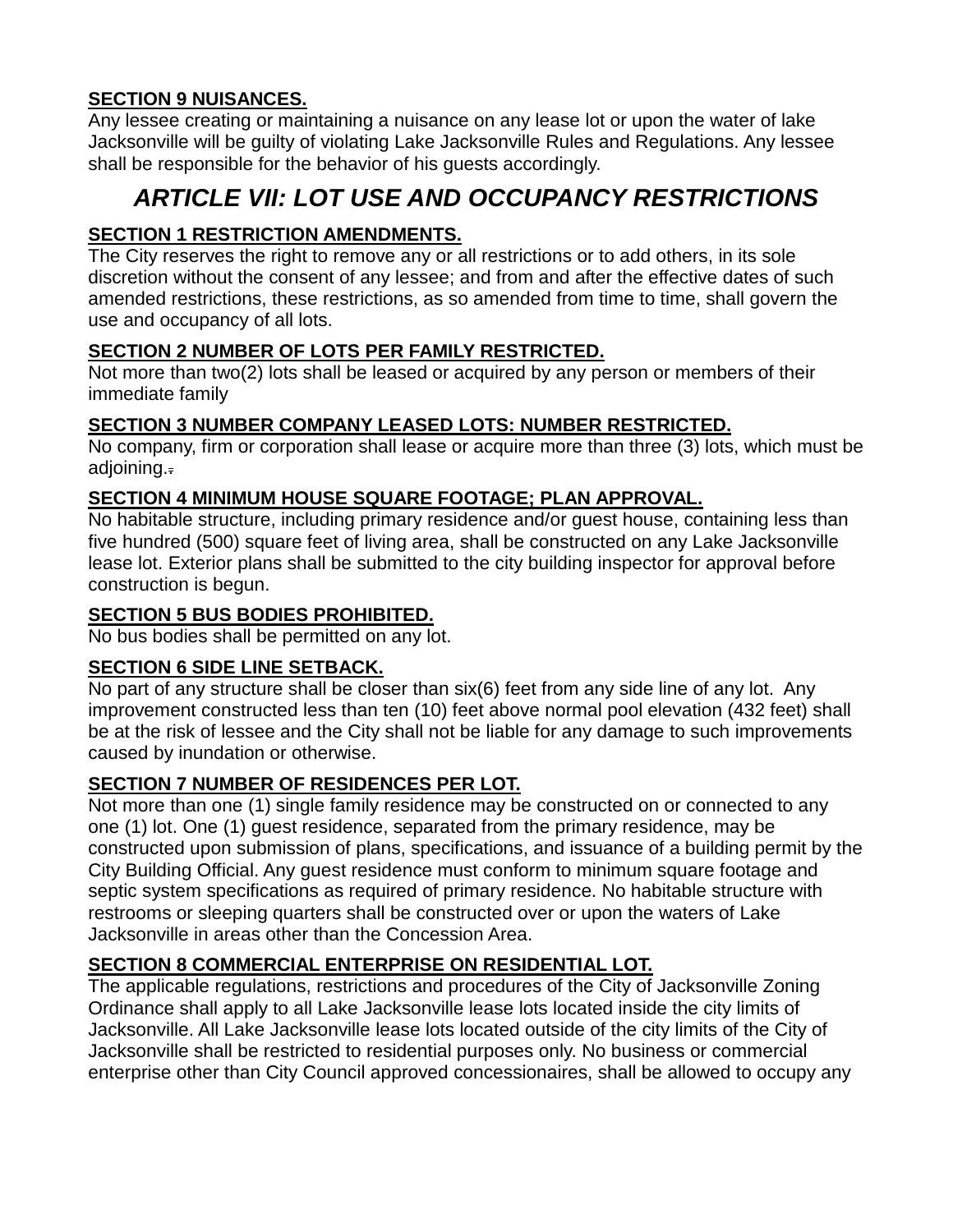**SECTION 9 NUISANCES.**

Any lessee creating or maintaining a nuisance on any lease lot or upon the water of lake Jacksonville will be guilty of violating Lake Jacksonville Rules and Regulations. Any lessee shall be responsible for the behavior of his guests accordingly.

## *ARTICLE VII: LOT USE AND OCCUPANCY RESTRICTIONS*

**SECTION 1 RESTRICTION AMENDMENTS.**

The City reserves the right to remove any or all restrictions or to add others, in its sole discretion without the consent of any lessee; and from and after the effective dates of such amended restrictions, these restrictions, as so amended from time to time, shall govern the use and occupancy of all lots.

**SECTION 2 NUMBER OF LOTS PER FAMILY RESTRICTED.**

Not more than two(2) lots shall be leased or acquired by any person or members of their immediate family

**SECTION 3 NUMBER COMPANY LEASED LOTS: NUMBER RESTRICTED.**

No company, firm or corporation shall lease or acquire more than three (3) lots, which must be adjoining.

**SECTION 4 MINIMUM HOUSE SQUARE FOOTAGE; PLAN APPROVAL.**

No habitable structure, including primary residence and/or guest house, containing less than five hundred (500) square feet of living area, shall be constructed on any Lake Jacksonville lease lot. Exterior plans shall be submitted to the city building inspector for approval before construction is begun.

**SECTION 5 BUS BODIES PROHIBITED.**

No bus bodies shall be permitted on any lot.

**SECTION 6 SIDE LINE SETBACK.**

No part of any structure shall be closer than six(6) feet from any side line of any lot. Any improvement constructed less than ten (10) feet above normal pool elevation (432 feet) shall be at the risk of lessee and the City shall not be liable for any damage to such improvements caused by inundation or otherwise.

**SECTION 7 NUMBER OF RESIDENCES PER LOT.**

Not more than one (1) single family residence may be constructed on or connected to any one (1) lot. One (1) guest residence, separated from the primary residence, may be constructed upon submission of plans, specifications, and issuance of a building permit by the City Building Official. Any guest residence must conform to minimum square footage and septic system specifications as required of primary residence. No habitable structure with restrooms or sleeping quarters shall be constructed over or upon the waters of Lake Jacksonville in areas other than the Concession Area.

**SECTION 8 COMMERCIAL ENTERPRISE ON RESIDENTIAL LOT.**

The applicable regulations, restrictions and procedures of the City of Jacksonville Zoning Ordinance shall apply to all Lake Jacksonville lease lots located inside the city limits of Jacksonville. All Lake Jacksonville lease lots located outside of the city limits of the City of Jacksonville shall be restricted to residential purposes only. No business or commercial enterprise other than City Council approved concessionaires, shall be allowed to occupy any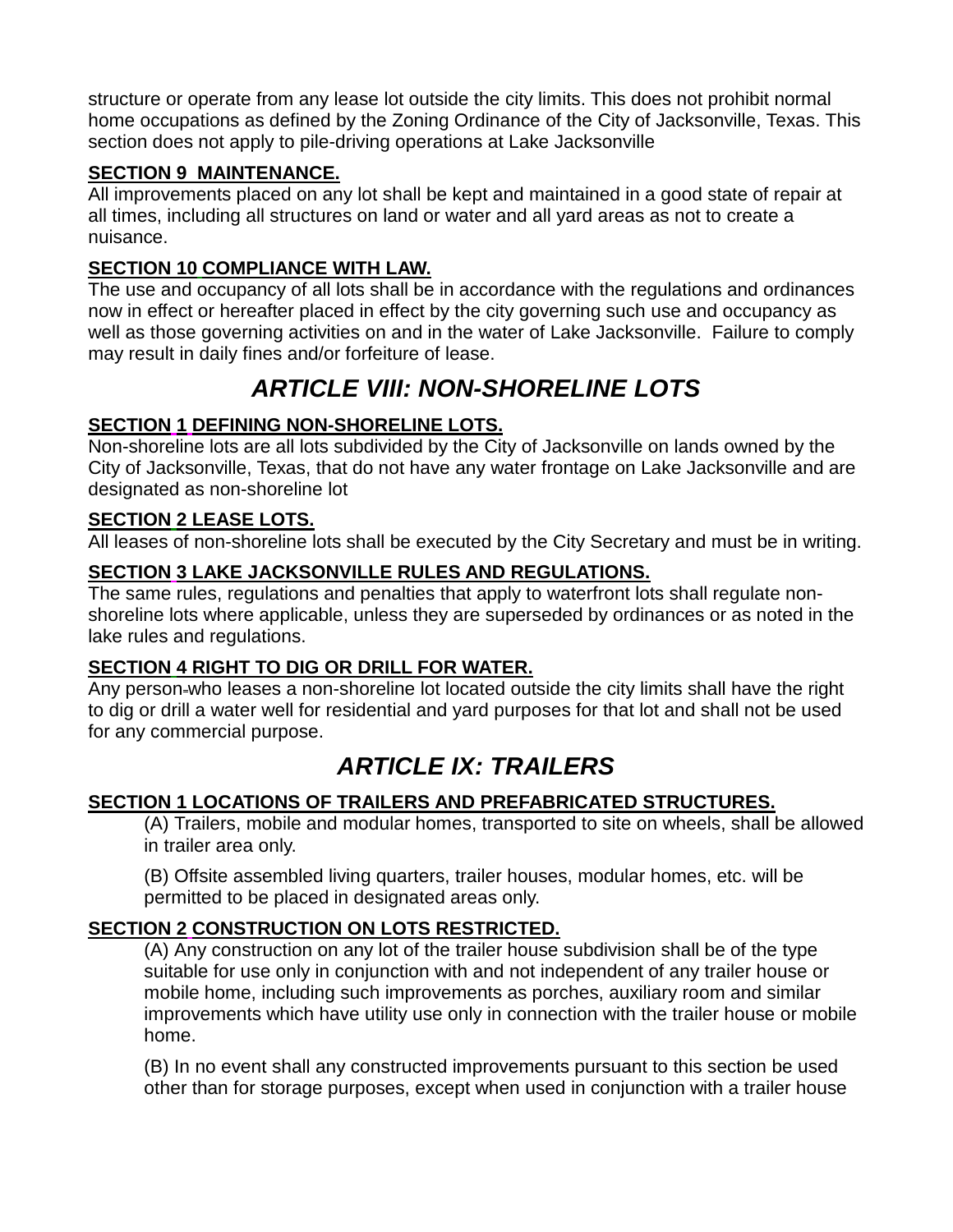structure or operate from any lease lot outside the city limits. This does not prohibit normal home occupations as defined by the Zoning Ordinance of the City of Jacksonville, Texas. This section does not apply to pile-driving operations at Lake Jacksonville

**SECTION 9 MAINTENANCE.**
All improvements placed on any lot shall be kept and maintained in a good state of repair at all times, including all structures on land or water and all yard areas as not to create a nuisance.

**SECTION 10 COMPLIANCE WITH LAW.**
The use and occupancy of all lots shall be in accordance with the regulations and ordinances now in effect or hereafter placed in effect by the city governing such use and occupancy as well as those governing activities on and in the water of Lake Jacksonville. Failure to comply may result in daily fines and/or forfeiture of lease.

## *ARTICLE VIII: NON-SHORELINE LOTS*

**SECTION 1 DEFINING NON-SHORELINE LOTS.**
Non-shoreline lots are all lots subdivided by the City of Jacksonville on lands owned by the City of Jacksonville, Texas, that do not have any water frontage on Lake Jacksonville and are designated as non-shoreline lot

**SECTION 2 LEASE LOTS.**
All leases of non-shoreline lots shall be executed by the City Secretary and must be in writing.

**SECTION 3 LAKE JACKSONVILLE RULES AND REGULATIONS.**
The same rules, regulations and penalties that apply to waterfront lots shall regulate non-shoreline lots where applicable, unless they are superseded by ordinances or as noted in the lake rules and regulations.

**SECTION 4 RIGHT TO DIG OR DRILL FOR WATER.**
Any person who leases a non-shoreline lot located outside the city limits shall have the right to dig or drill a water well for residential and yard purposes for that lot and shall not be used for any commercial purpose.

## *ARTICLE IX: TRAILERS*

**SECTION 1 LOCATIONS OF TRAILERS AND PREFABRICATED STRUCTURES.**

(A) Trailers, mobile and modular homes, transported to site on wheels, shall be allowed in trailer area only.

(B) Offsite assembled living quarters, trailer houses, modular homes, etc. will be permitted to be placed in designated areas only.

**SECTION 2 CONSTRUCTION ON LOTS RESTRICTED.**

(A) Any construction on any lot of the trailer house subdivision shall be of the type suitable for use only in conjunction with and not independent of any trailer house or mobile home, including such improvements as porches, auxiliary room and similar improvements which have utility use only in connection with the trailer house or mobile home.

(B) In no event shall any constructed improvements pursuant to this section be used other than for storage purposes, except when used in conjunction with a trailer house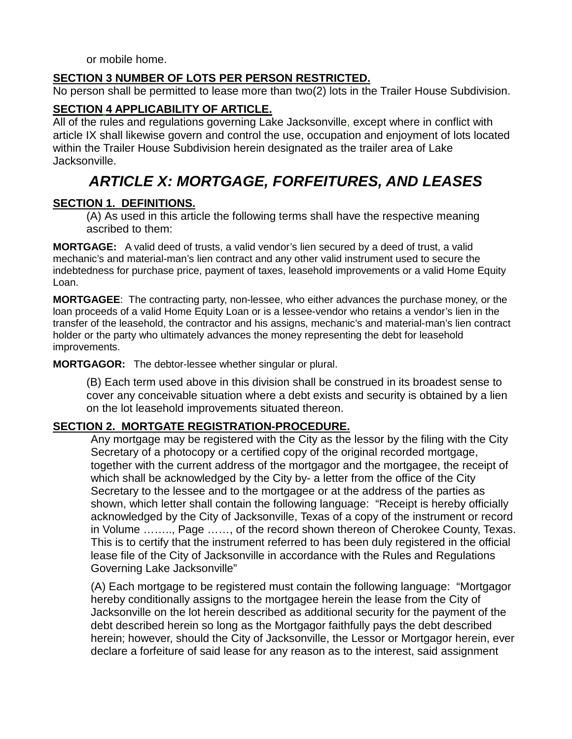or mobile home.

**SECTION 3 NUMBER OF LOTS PER PERSON RESTRICTED.**

No person shall be permitted to lease more than two(2) lots in the Trailer House Subdivision.

**SECTION 4 APPLICABILITY OF ARTICLE.**

All of the rules and regulations governing Lake Jacksonville, except where in conflict with article IX shall likewise govern and control the use, occupation and enjoyment of lots located within the Trailer House Subdivision herein designated as the trailer area of Lake Jacksonville.

# *ARTICLE X: MORTGAGE, FORFEITURES, AND LEASES*

**SECTION 1. DEFINITIONS.**

(A) As used in this article the following terms shall have the respective meaning ascribed to them:

**MORTGAGE:** A valid deed of trusts, a valid vendor's lien secured by a deed of trust, a valid mechanic's and material-man's lien contract and any other valid instrument used to secure the indebtedness for purchase price, payment of taxes, leasehold improvements or a valid Home Equity Loan.

**MORTGAGEE**: The contracting party, non-lessee, who either advances the purchase money, or the loan proceeds of a valid Home Equity Loan or is a lessee-vendor who retains a vendor's lien in the transfer of the leasehold, the contractor and his assigns, mechanic's and material-man's lien contract holder or the party who ultimately advances the money representing the debt for leasehold improvements.

**MORTGAGOR:** The debtor-lessee whether singular or plural.

(B) Each term used above in this division shall be construed in its broadest sense to cover any conceivable situation where a debt exists and security is obtained by a lien on the lot leasehold improvements situated thereon.

**SECTION 2. MORTGATE REGISTRATION-PROCEDURE.**

Any mortgage may be registered with the City as the lessor by the filing with the City Secretary of a photocopy or a certified copy of the original recorded mortgage, together with the current address of the mortgagor and the mortgagee, the receipt of which shall be acknowledged by the City by- a letter from the office of the City Secretary to the lessee and to the mortgagee or at the address of the parties as shown, which letter shall contain the following language: "Receipt is hereby officially acknowledged by the City of Jacksonville, Texas of a copy of the instrument or record in Volume …….., Page ……, of the record shown thereon of Cherokee County, Texas. This is to certify that the instrument referred to has been duly registered in the official lease file of the City of Jacksonville in accordance with the Rules and Regulations Governing Lake Jacksonville"

(A) Each mortgage to be registered must contain the following language: "Mortgagor hereby conditionally assigns to the mortgagee herein the lease from the City of Jacksonville on the lot herein described as additional security for the payment of the debt described herein so long as the Mortgagor faithfully pays the debt described herein; however, should the City of Jacksonville, the Lessor or Mortgagor herein, ever declare a forfeiture of said lease for any reason as to the interest, said assignment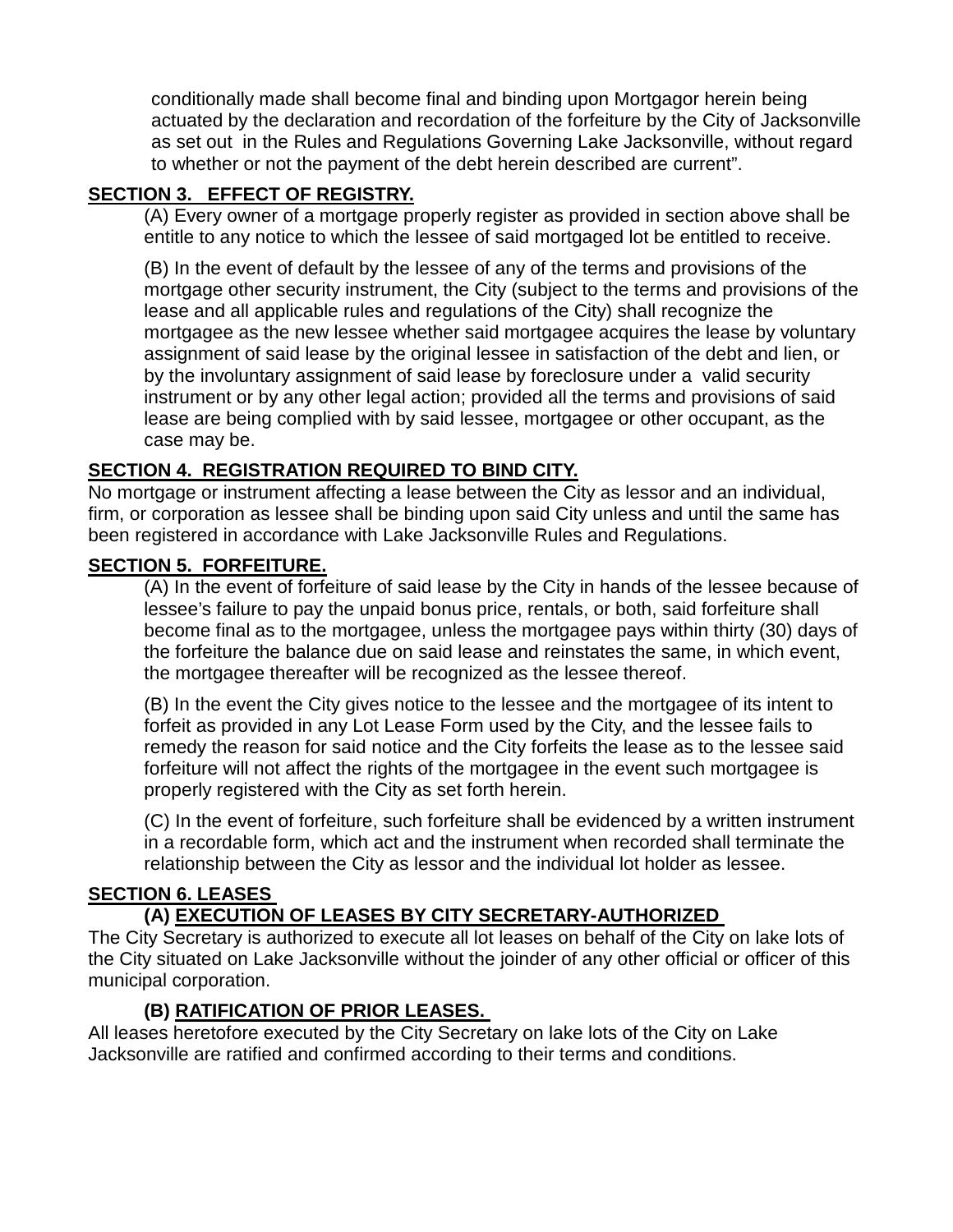conditionally made shall become final and binding upon Mortgagor herein being actuated by the declaration and recordation of the forfeiture by the City of Jacksonville as set out in the Rules and Regulations Governing Lake Jacksonville, without regard to whether or not the payment of the debt herein described are current".

**SECTION 3. EFFECT OF REGISTRY.**

(A) Every owner of a mortgage properly register as provided in section above shall be entitle to any notice to which the lessee of said mortgaged lot be entitled to receive.

(B) In the event of default by the lessee of any of the terms and provisions of the mortgage other security instrument, the City (subject to the terms and provisions of the lease and all applicable rules and regulations of the City) shall recognize the mortgagee as the new lessee whether said mortgagee acquires the lease by voluntary assignment of said lease by the original lessee in satisfaction of the debt and lien, or by the involuntary assignment of said lease by foreclosure under a valid security instrument or by any other legal action; provided all the terms and provisions of said lease are being complied with by said lessee, mortgagee or other occupant, as the case may be.

**SECTION 4. REGISTRATION REQUIRED TO BIND CITY.**

No mortgage or instrument affecting a lease between the City as lessor and an individual, firm, or corporation as lessee shall be binding upon said City unless and until the same has been registered in accordance with Lake Jacksonville Rules and Regulations.

**SECTION 5. FORFEITURE.**

(A) In the event of forfeiture of said lease by the City in hands of the lessee because of lessee's failure to pay the unpaid bonus price, rentals, or both, said forfeiture shall become final as to the mortgagee, unless the mortgagee pays within thirty (30) days of the forfeiture the balance due on said lease and reinstates the same, in which event, the mortgagee thereafter will be recognized as the lessee thereof.

(B) In the event the City gives notice to the lessee and the mortgagee of its intent to forfeit as provided in any Lot Lease Form used by the City, and the lessee fails to remedy the reason for said notice and the City forfeits the lease as to the lessee said forfeiture will not affect the rights of the mortgagee in the event such mortgagee is properly registered with the City as set forth herein.

(C) In the event of forfeiture, such forfeiture shall be evidenced by a written instrument in a recordable form, which act and the instrument when recorded shall terminate the relationship between the City as lessor and the individual lot holder as lessee.

**SECTION 6. LEASES**

**(A) EXECUTION OF LEASES BY CITY SECRETARY-AUTHORIZED**

The City Secretary is authorized to execute all lot leases on behalf of the City on lake lots of the City situated on Lake Jacksonville without the joinder of any other official or officer of this municipal corporation.

**(B) RATIFICATION OF PRIOR LEASES.**

All leases heretofore executed by the City Secretary on lake lots of the City on Lake Jacksonville are ratified and confirmed according to their terms and conditions.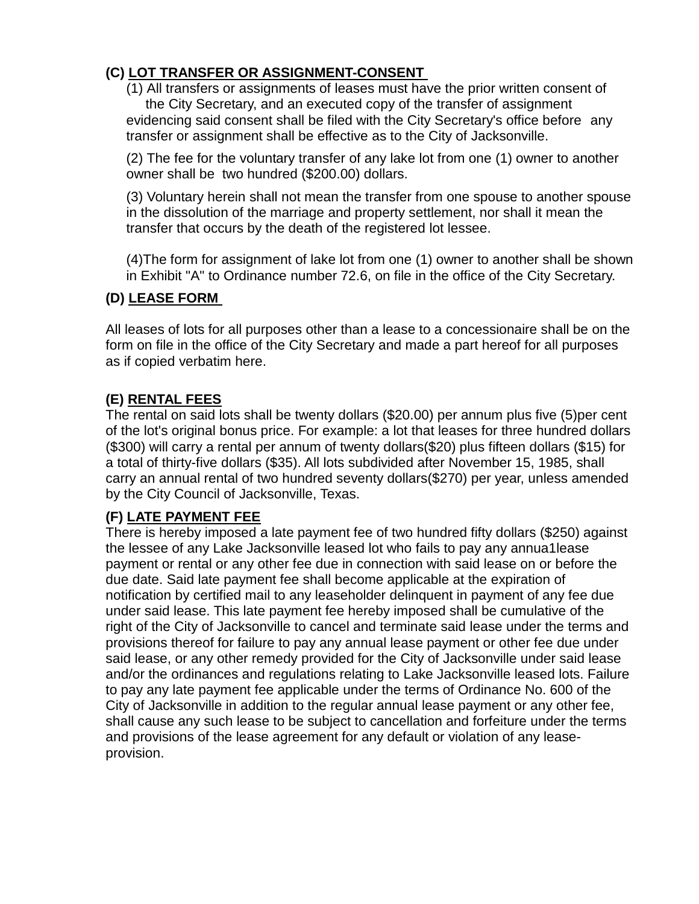**(C) LOT TRANSFER OR ASSIGNMENT-CONSENT**

(1) All transfers or assignments of leases must have the prior written consent of the City Secretary, and an executed copy of the transfer of assignment evidencing said consent shall be filed with the City Secretary's office before any transfer or assignment shall be effective as to the City of Jacksonville.

(2) The fee for the voluntary transfer of any lake lot from one (1) owner to another owner shall be two hundred ($200.00) dollars.

(3) Voluntary herein shall not mean the transfer from one spouse to another spouse in the dissolution of the marriage and property settlement, nor shall it mean the transfer that occurs by the death of the registered lot lessee.

(4)The form for assignment of lake lot from one (1) owner to another shall be shown in Exhibit "A" to Ordinance number 72.6, on file in the office of the City Secretary.

**(D) LEASE FORM**

All leases of lots for all purposes other than a lease to a concessionaire shall be on the form on file in the office of the City Secretary and made a part hereof for all purposes as if copied verbatim here.

**(E) RENTAL FEES**

The rental on said lots shall be twenty dollars ($20.00) per annum plus five (5)per cent of the lot's original bonus price. For example: a lot that leases for three hundred dollars ($300) will carry a rental per annum of twenty dollars($20) plus fifteen dollars ($15) for a total of thirty-five dollars ($35). All lots subdivided after November 15, 1985, shall carry an annual rental of two hundred seventy dollars($270) per year, unless amended by the City Council of Jacksonville, Texas.

**(F) LATE PAYMENT FEE**

There is hereby imposed a late payment fee of two hundred fifty dollars ($250) against the lessee of any Lake Jacksonville leased lot who fails to pay any annua1lease payment or rental or any other fee due in connection with said lease on or before the due date. Said late payment fee shall become applicable at the expiration of notification by certified mail to any leaseholder delinquent in payment of any fee due under said lease. This late payment fee hereby imposed shall be cumulative of the right of the City of Jacksonville to cancel and terminate said lease under the terms and provisions thereof for failure to pay any annual lease payment or other fee due under said lease, or any other remedy provided for the City of Jacksonville under said lease and/or the ordinances and regulations relating to Lake Jacksonville leased lots. Failure to pay any late payment fee applicable under the terms of Ordinance No. 600 of the City of Jacksonville in addition to the regular annual lease payment or any other fee, shall cause any such lease to be subject to cancellation and forfeiture under the terms and provisions of the lease agreement for any default or violation of any lease-provision.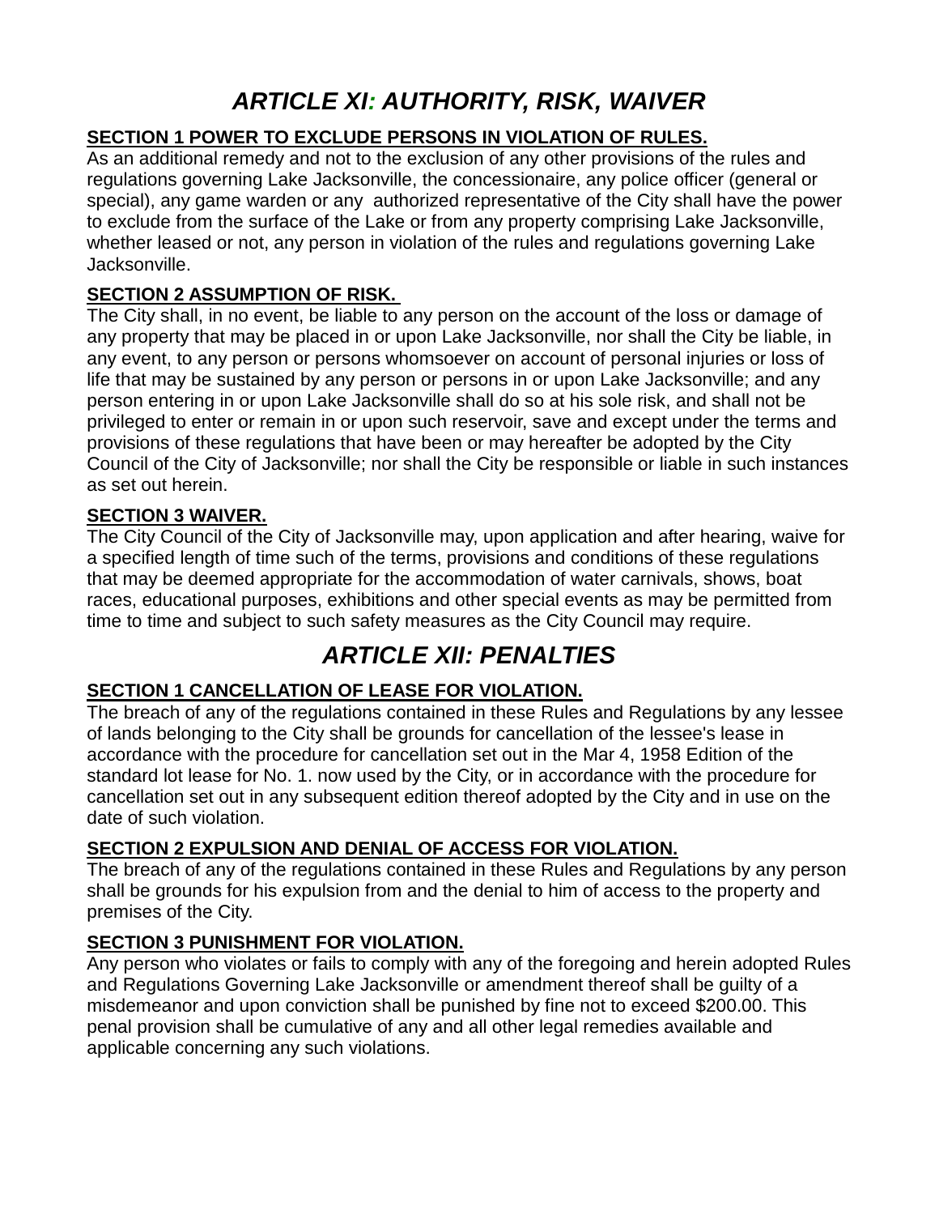# *ARTICLE XI: AUTHORITY, RISK, WAIVER*

**SECTION 1 POWER TO EXCLUDE PERSONS IN VIOLATION OF RULES.**

As an additional remedy and not to the exclusion of any other provisions of the rules and regulations governing Lake Jacksonville, the concessionaire, any police officer (general or special), any game warden or any authorized representative of the City shall have the power to exclude from the surface of the Lake or from any property comprising Lake Jacksonville, whether leased or not, any person in violation of the rules and regulations governing Lake Jacksonville.

**SECTION 2 ASSUMPTION OF RISK.**

The City shall, in no event, be liable to any person on the account of the loss or damage of any property that may be placed in or upon Lake Jacksonville, nor shall the City be liable, in any event, to any person or persons whomsoever on account of personal injuries or loss of life that may be sustained by any person or persons in or upon Lake Jacksonville; and any person entering in or upon Lake Jacksonville shall do so at his sole risk, and shall not be privileged to enter or remain in or upon such reservoir, save and except under the terms and provisions of these regulations that have been or may hereafter be adopted by the City Council of the City of Jacksonville; nor shall the City be responsible or liable in such instances as set out herein.

**SECTION 3 WAIVER.**

The City Council of the City of Jacksonville may, upon application and after hearing, waive for a specified length of time such of the terms, provisions and conditions of these regulations that may be deemed appropriate for the accommodation of water carnivals, shows, boat races, educational purposes, exhibitions and other special events as may be permitted from time to time and subject to such safety measures as the City Council may require.

# *ARTICLE XII: PENALTIES*

**SECTION 1 CANCELLATION OF LEASE FOR VIOLATION.**

The breach of any of the regulations contained in these Rules and Regulations by any lessee of lands belonging to the City shall be grounds for cancellation of the lessee's lease in accordance with the procedure for cancellation set out in the Mar 4, 1958 Edition of the standard lot lease for No. 1. now used by the City, or in accordance with the procedure for cancellation set out in any subsequent edition thereof adopted by the City and in use on the date of such violation.

**SECTION 2 EXPULSION AND DENIAL OF ACCESS FOR VIOLATION.**

The breach of any of the regulations contained in these Rules and Regulations by any person shall be grounds for his expulsion from and the denial to him of access to the property and premises of the City.

**SECTION 3 PUNISHMENT FOR VIOLATION.**

Any person who violates or fails to comply with any of the foregoing and herein adopted Rules and Regulations Governing Lake Jacksonville or amendment thereof shall be guilty of a misdemeanor and upon conviction shall be punished by fine not to exceed $200.00. This penal provision shall be cumulative of any and all other legal remedies available and applicable concerning any such violations.